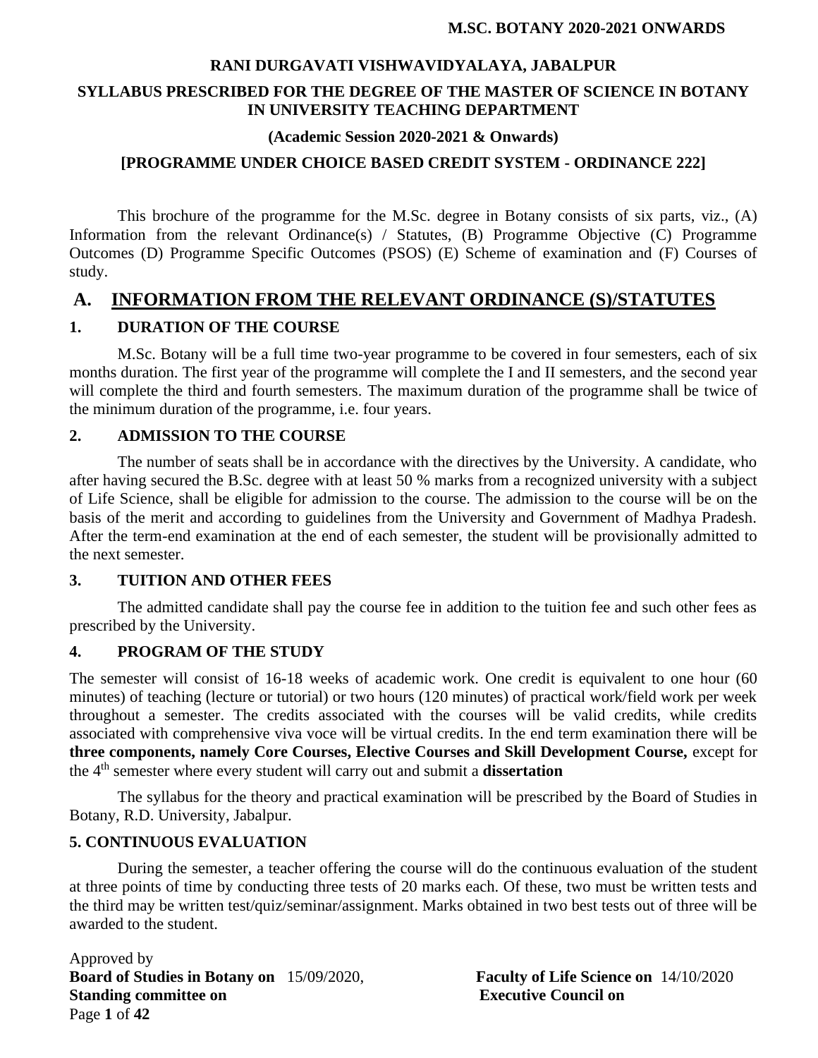# RANI DURGAVATI VISHWAVIDYALAYA, JABALPUR

## SYLLABUS PRESCRIBED FOR THE DEGREE OF THE MASTER OF SCIENCE IN BOTANY IN UNIVERSITY TEACHING DEPARTMENT

**(Academic Session 2020-2021 & Onwards)**

**[PROGRAMME UNDER CHOICE BASED CREDIT SYSTEM - ORDINANCE 222]**

This brochure of the programme for the M.Sc. degree in Botany consists of six parts, viz., (A) Information from the relevant Ordinance(s) / Statutes, (B) Programme Objective (C) Programme Outcomes (D) Programme Specific Outcomes (PSOS) (E) Scheme of examination and (F) Courses of study.

## A. INFORMATION FROM THE RELEVANT ORDINANCE (S)/STATUTES

### 1. DURATION OF THE COURSE

M.Sc. Botany will be a full time two-year programme to be covered in four semesters, each of six months duration. The first year of the programme will complete the I and II semesters, and the second year will complete the third and fourth semesters. The maximum duration of the programme shall be twice of the minimum duration of the programme, i.e. four years.

### 2. ADMISSION TO THE COURSE

The number of seats shall be in accordance with the directives by the University. A candidate, who after having secured the B.Sc. degree with at least 50 % marks from a recognized university with a subject of Life Science, shall be eligible for admission to the course. The admission to the course will be on the basis of the merit and according to guidelines from the University and Government of Madhya Pradesh. After the term-end examination at the end of each semester, the student will be provisionally admitted to the next semester.

### 3. TUITION AND OTHER FEES

The admitted candidate shall pay the course fee in addition to the tuition fee and such other fees as prescribed by the University.

### 4. PROGRAM OF THE STUDY

The semester will consist of 16-18 weeks of academic work. One credit is equivalent to one hour (60 minutes) of teaching (lecture or tutorial) or two hours (120 minutes) of practical work/field work per week throughout a semester. The credits associated with the courses will be valid credits, while credits associated with comprehensive viva voce will be virtual credits. In the end term examination there will be **three components, namely Core Courses, Elective Courses and Skill Development Course,** except for the 4th semester where every student will carry out and submit a **dissertation**

The syllabus for the theory and practical examination will be prescribed by the Board of Studies in Botany, R.D. University, Jabalpur.

### 5. CONTINUOUS EVALUATION

During the semester, a teacher offering the course will do the continuous evaluation of the student at three points of time by conducting three tests of 20 marks each. Of these, two must be written tests and the third may be written test/quiz/seminar/assignment. Marks obtained in two best tests out of three will be awarded to the student.

Approved by
**Board of Studies in Botany on** 15/09/2020, **Faculty of Life Science on** 14/10/2020
**Standing committee on** **Executive Council on**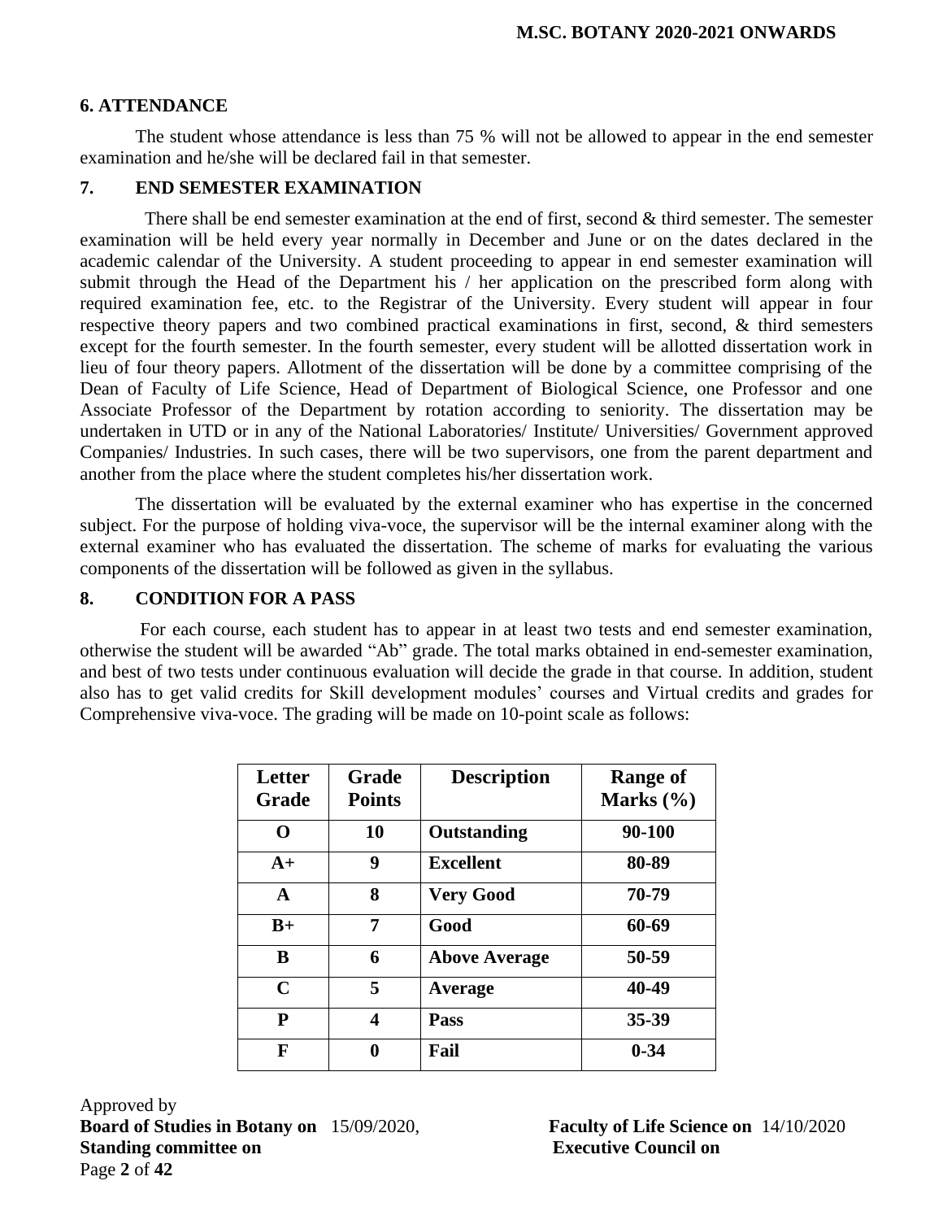## 6. ATTENDANCE

The student whose attendance is less than 75 % will not be allowed to appear in the end semester examination and he/she will be declared fail in that semester.

## 7. END SEMESTER EXAMINATION

There shall be end semester examination at the end of first, second & third semester. The semester examination will be held every year normally in December and June or on the dates declared in the academic calendar of the University. A student proceeding to appear in end semester examination will submit through the Head of the Department his / her application on the prescribed form along with required examination fee, etc. to the Registrar of the University. Every student will appear in four respective theory papers and two combined practical examinations in first, second, & third semesters except for the fourth semester. In the fourth semester, every student will be allotted dissertation work in lieu of four theory papers. Allotment of the dissertation will be done by a committee comprising of the Dean of Faculty of Life Science, Head of Department of Biological Science, one Professor and one Associate Professor of the Department by rotation according to seniority. The dissertation may be undertaken in UTD or in any of the National Laboratories/ Institute/ Universities/ Government approved Companies/ Industries. In such cases, there will be two supervisors, one from the parent department and another from the place where the student completes his/her dissertation work.

The dissertation will be evaluated by the external examiner who has expertise in the concerned subject. For the purpose of holding viva-voce, the supervisor will be the internal examiner along with the external examiner who has evaluated the dissertation. The scheme of marks for evaluating the various components of the dissertation will be followed as given in the syllabus.

## 8. CONDITION FOR A PASS

For each course, each student has to appear in at least two tests and end semester examination, otherwise the student will be awarded "Ab" grade. The total marks obtained in end-semester examination, and best of two tests under continuous evaluation will decide the grade in that course. In addition, student also has to get valid credits for Skill development modules' courses and Virtual credits and grades for Comprehensive viva-voce. The grading will be made on 10-point scale as follows:

| Letter Grade | Grade Points | Description | Range of Marks (%) |
|---|---|---|---|
| **O** | **10** | **Outstanding** | **90-100** |
| **A+** | **9** | **Excellent** | **80-89** |
| **A** | **8** | **Very Good** | **70-79** |
| **B+** | **7** | **Good** | **60-69** |
| **B** | **6** | **Above Average** | **50-59** |
| **C** | **5** | **Average** | **40-49** |
| **P** | **4** | **Pass** | **35-39** |
| **F** | **0** | **Fail** | **0-34** |

Approved by
**Board of Studies in Botany on** 15/09/2020, **Faculty of Life Science on** 14/10/2020
**Standing committee on** **Executive Council on**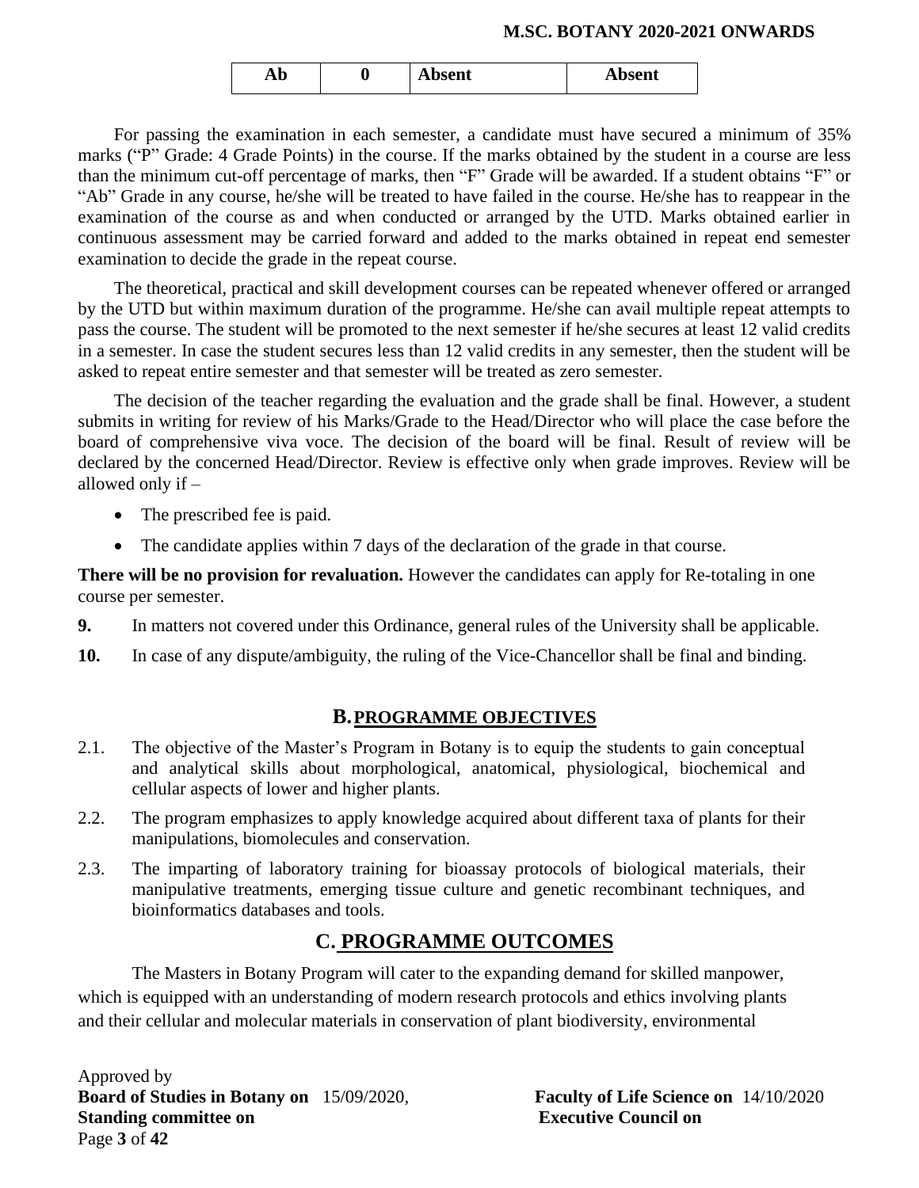| Ab | 0 | Absent | Absent |
|---|---|---|---|

For passing the examination in each semester, a candidate must have secured a minimum of 35% marks ("P" Grade: 4 Grade Points) in the course. If the marks obtained by the student in a course are less than the minimum cut-off percentage of marks, then "F" Grade will be awarded. If a student obtains "F" or "Ab" Grade in any course, he/she will be treated to have failed in the course. He/she has to reappear in the examination of the course as and when conducted or arranged by the UTD. Marks obtained earlier in continuous assessment may be carried forward and added to the marks obtained in repeat end semester examination to decide the grade in the repeat course.

The theoretical, practical and skill development courses can be repeated whenever offered or arranged by the UTD but within maximum duration of the programme. He/she can avail multiple repeat attempts to pass the course. The student will be promoted to the next semester if he/she secures at least 12 valid credits in a semester. In case the student secures less than 12 valid credits in any semester, then the student will be asked to repeat entire semester and that semester will be treated as zero semester.

The decision of the teacher regarding the evaluation and the grade shall be final. However, a student submits in writing for review of his Marks/Grade to the Head/Director who will place the case before the board of comprehensive viva voce. The decision of the board will be final. Result of review will be declared by the concerned Head/Director. Review is effective only when grade improves. Review will be allowed only if –

- The prescribed fee is paid.
- The candidate applies within 7 days of the declaration of the grade in that course.

**There will be no provision for revaluation.** However the candidates can apply for Re-totaling in one course per semester.

**9.** In matters not covered under this Ordinance, general rules of the University shall be applicable.

**10.** In case of any dispute/ambiguity, the ruling of the Vice-Chancellor shall be final and binding.

## B. PROGRAMME OBJECTIVES

2.1. The objective of the Master's Program in Botany is to equip the students to gain conceptual and analytical skills about morphological, anatomical, physiological, biochemical and cellular aspects of lower and higher plants.

2.2. The program emphasizes to apply knowledge acquired about different taxa of plants for their manipulations, biomolecules and conservation.

2.3. The imparting of laboratory training for bioassay protocols of biological materials, their manipulative treatments, emerging tissue culture and genetic recombinant techniques, and bioinformatics databases and tools.

## C. PROGRAMME OUTCOMES

The Masters in Botany Program will cater to the expanding demand for skilled manpower, which is equipped with an understanding of modern research protocols and ethics involving plants and their cellular and molecular materials in conservation of plant biodiversity, environmental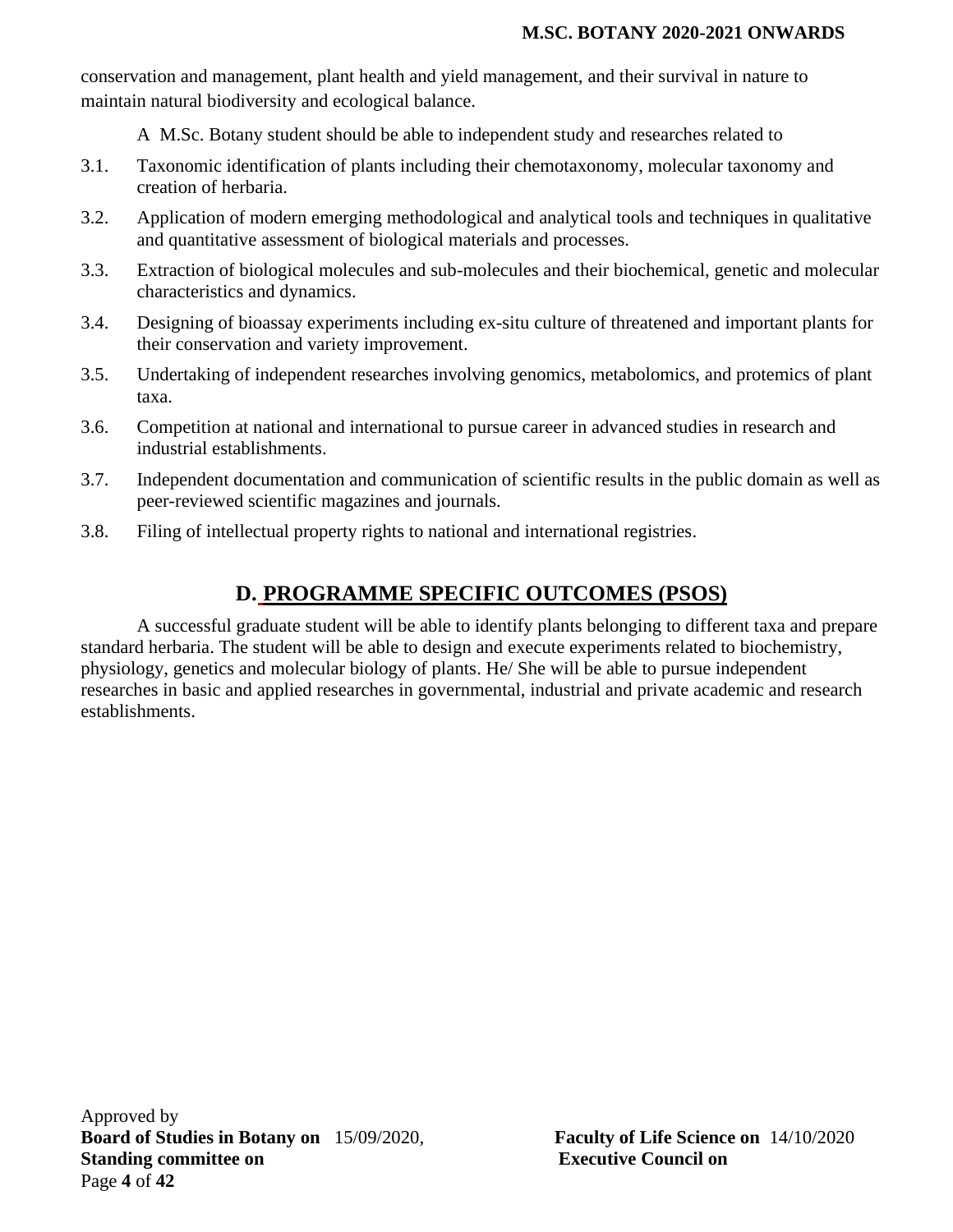conservation and management, plant health and yield management, and their survival in nature to maintain natural biodiversity and ecological balance.

A M.Sc. Botany student should be able to independent study and researches related to

3.1. Taxonomic identification of plants including their chemotaxonomy, molecular taxonomy and creation of herbaria.

3.2. Application of modern emerging methodological and analytical tools and techniques in qualitative and quantitative assessment of biological materials and processes.

3.3. Extraction of biological molecules and sub-molecules and their biochemical, genetic and molecular characteristics and dynamics.

3.4. Designing of bioassay experiments including ex-situ culture of threatened and important plants for their conservation and variety improvement.

3.5. Undertaking of independent researches involving genomics, metabolomics, and protemics of plant taxa.

3.6. Competition at national and international to pursue career in advanced studies in research and industrial establishments.

3.7. Independent documentation and communication of scientific results in the public domain as well as peer-reviewed scientific magazines and journals.

3.8. Filing of intellectual property rights to national and international registries.

## D. PROGRAMME SPECIFIC OUTCOMES (PSOS)

A successful graduate student will be able to identify plants belonging to different taxa and prepare standard herbaria. The student will be able to design and execute experiments related to biochemistry, physiology, genetics and molecular biology of plants. He/ She will be able to pursue independent researches in basic and applied researches in governmental, industrial and private academic and research establishments.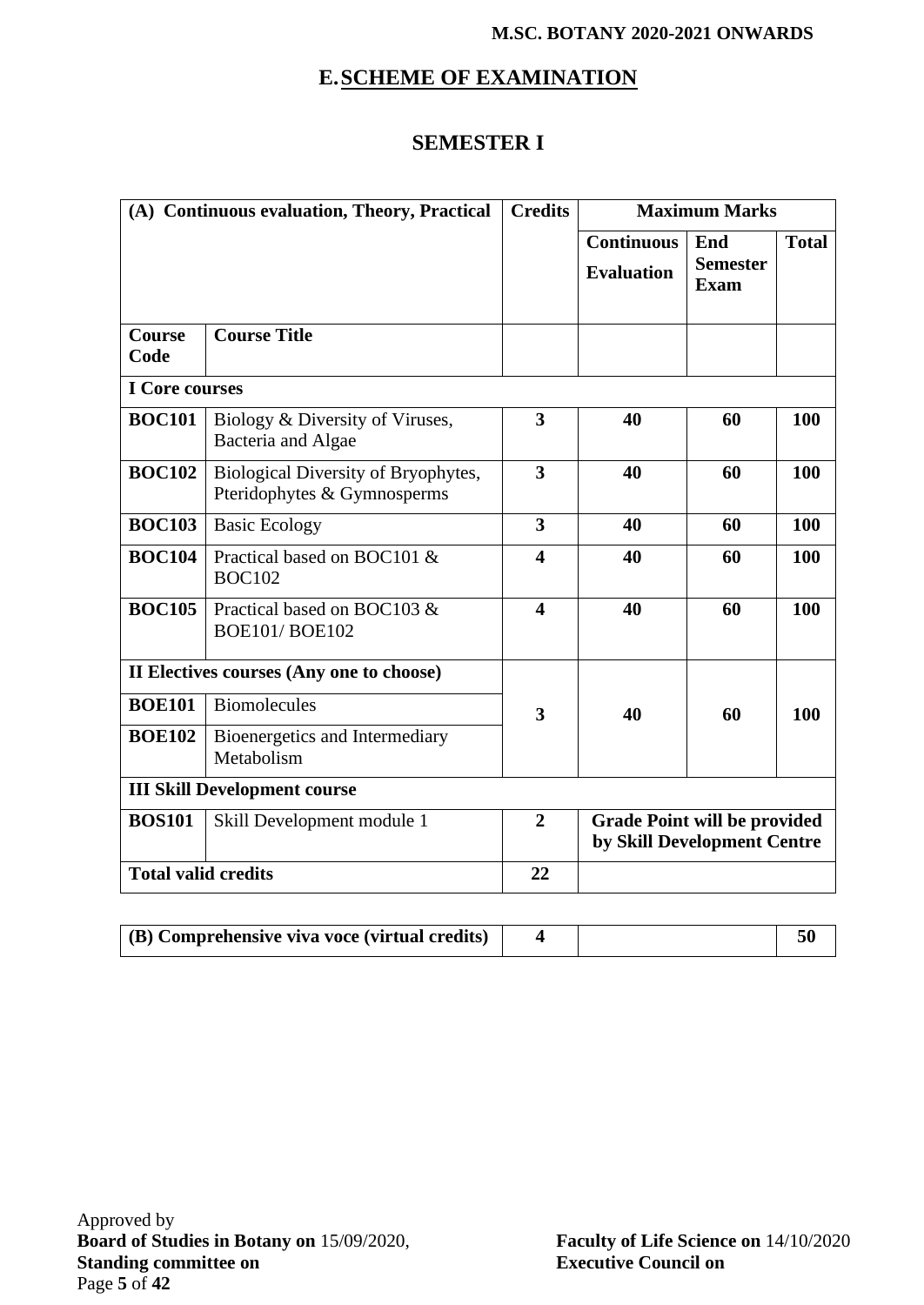## E. SCHEME OF EXAMINATION

## SEMESTER I

| (A) Continuous evaluation, Theory, Practical | | Credits | Maximum Marks | | |
|---|---|---|---|---|---|
| | | | **Continuous Evaluation** | **End Semester Exam** | **Total** |
| **Course Code** | **Course Title** | | | | |
| **I Core courses** | | | | | |
| **BOC101** | Biology & Diversity of Viruses, Bacteria and Algae | **3** | **40** | **60** | **100** |
| **BOC102** | Biological Diversity of Bryophytes, Pteridophytes & Gymnosperms | **3** | **40** | **60** | **100** |
| **BOC103** | Basic Ecology | **3** | **40** | **60** | **100** |
| **BOC104** | Practical based on BOC101 & BOC102 | **4** | **40** | **60** | **100** |
| **BOC105** | Practical based on BOC103 & BOE101/ BOE102 | **4** | **40** | **60** | **100** |
| **II Electives courses (Any one to choose)** | | | | | |
| **BOE101** | Biomolecules | **3** | **40** | **60** | **100** |
| **BOE102** | Bioenergetics and Intermediary Metabolism | | | | |
| **III Skill Development course** | | | | | |
| **BOS101** | Skill Development module 1 | **2** | **Grade Point will be provided by Skill Development Centre** | | |
| **Total valid credits** | | **22** | | | |

| (B) Comprehensive viva voce (virtual credits) | 4 | | 50 |
|---|---|---|---|

Approved by
**Board of Studies in Botany on** 15/09/2020, **Faculty of Life Science on** 14/10/2020
**Standing committee on** **Executive Council on**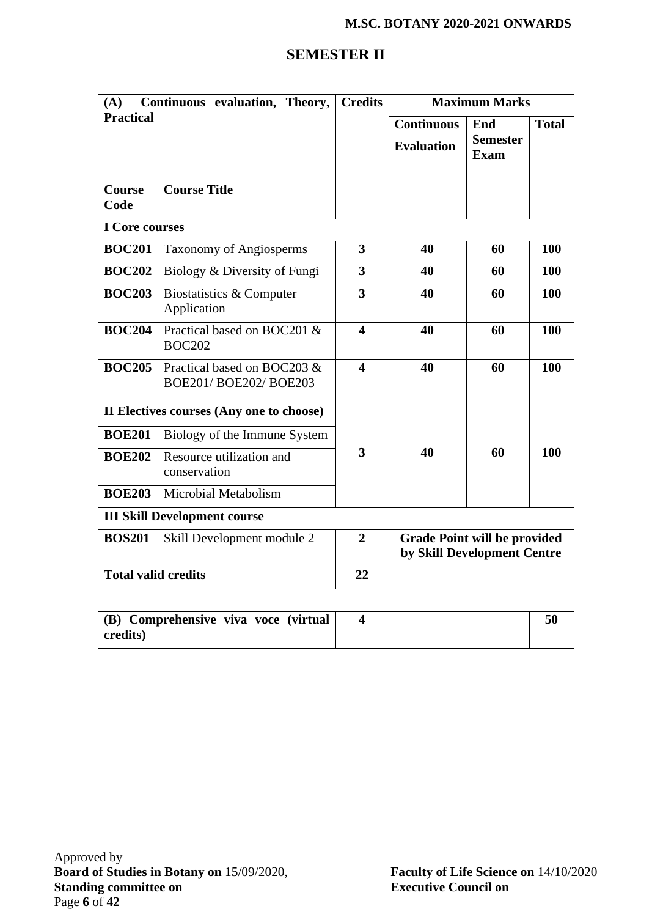## SEMESTER II

| (A) Continuous evaluation, Theory, Practical | | Credits | Maximum Marks | | |
|---|---|---|---|---|---|
| | | | Continuous Evaluation | End Semester Exam | Total |
| Course Code | Course Title | | | | |
| **I Core courses** | | | | | |
| **BOC201** | Taxonomy of Angiosperms | **3** | **40** | **60** | **100** |
| **BOC202** | Biology & Diversity of Fungi | **3** | **40** | **60** | **100** |
| **BOC203** | Biostatistics & Computer Application | **3** | **40** | **60** | **100** |
| **BOC204** | Practical based on BOC201 & BOC202 | **4** | **40** | **60** | **100** |
| **BOC205** | Practical based on BOC203 & BOE201/ BOE202/ BOE203 | **4** | **40** | **60** | **100** |
| **II Electives courses (Any one to choose)** | | **3** | **40** | **60** | **100** |
| **BOE201** | Biology of the Immune System | | | | |
| **BOE202** | Resource utilization and conservation | | | | |
| **BOE203** | Microbial Metabolism | | | | |
| **III Skill Development course** | | | | | |
| **BOS201** | Skill Development module 2 | **2** | **Grade Point will be provided by Skill Development Centre** | | |
| **Total valid credits** | | **22** | | | |

| (B) Comprehensive viva voce (virtual credits) | Credits | | Total |
|---|---|---|---|
| | **4** | | **50** |

Approved by
**Board of Studies in Botany on** 15/09/2020, **Faculty of Life Science on** 14/10/2020
**Standing committee on** **Executive Council on**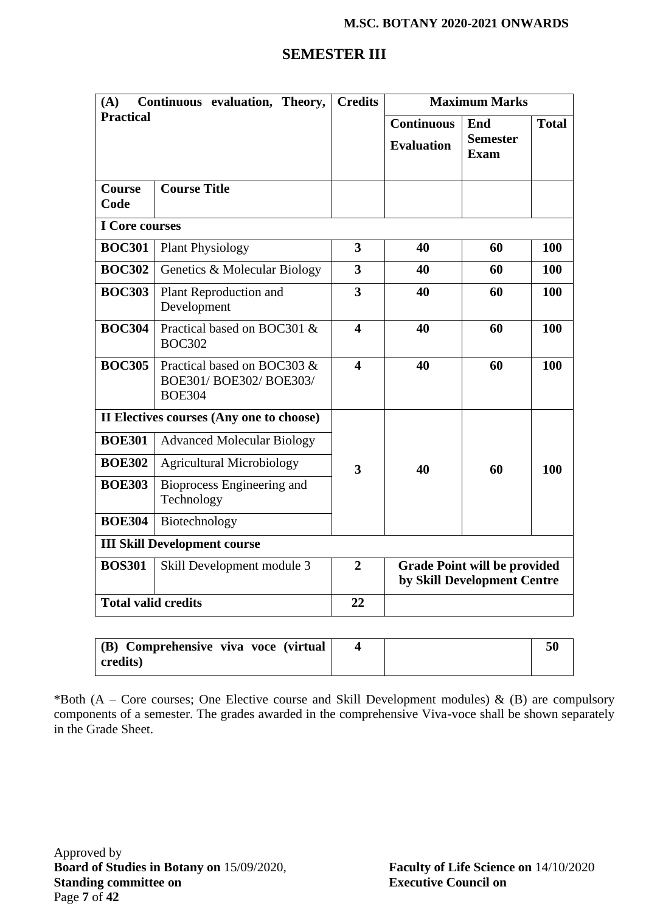## SEMESTER III

| (A) Continuous evaluation, Theory, Practical | | Credits | Maximum Marks | | |
|---|---|---|---|---|---|
| | | | Continuous Evaluation | End Semester Exam | Total |
| **Course Code** | **Course Title** | | | | |
| **I Core courses** | | | | | |
| **BOC301** | Plant Physiology | **3** | **40** | **60** | **100** |
| **BOC302** | Genetics & Molecular Biology | **3** | **40** | **60** | **100** |
| **BOC303** | Plant Reproduction and Development | **3** | **40** | **60** | **100** |
| **BOC304** | Practical based on BOC301 & BOC302 | **4** | **40** | **60** | **100** |
| **BOC305** | Practical based on BOC303 & BOE301/ BOE302/ BOE303/ BOE304 | **4** | **40** | **60** | **100** |
| **II Electives courses (Any one to choose)** | | **3** | **40** | **60** | **100** |
| **BOE301** | Advanced Molecular Biology | | | | |
| **BOE302** | Agricultural Microbiology | | | | |
| **BOE303** | Bioprocess Engineering and Technology | | | | |
| **BOE304** | Biotechnology | | | | |
| **III Skill Development course** | | | | | |
| **BOS301** | Skill Development module 3 | **2** | **Grade Point will be provided by Skill Development Centre** | | |
| **Total valid credits** | | **22** | | | |

| (B) Comprehensive viva voce (virtual credits) | Credits | | Total |
|---|---|---|---|
| | **4** | | **50** |

*Both (A – Core courses; One Elective course and Skill Development modules) & (B) are compulsory components of a semester. The grades awarded in the comprehensive Viva-voce shall be shown separately in the Grade Sheet.

Approved by
**Board of Studies in Botany on** 15/09/2020,
**Faculty of Life Science on** 14/10/2020
**Standing committee on**
**Executive Council on**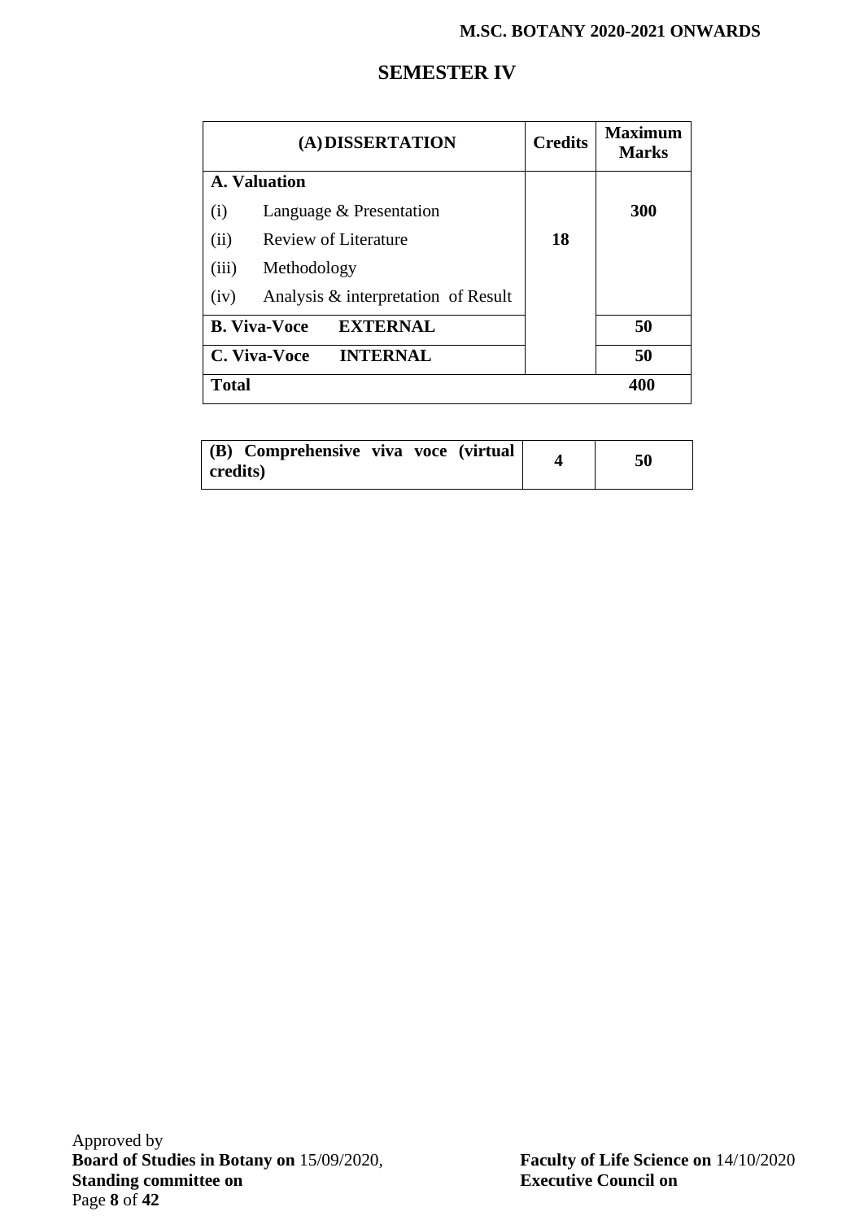## SEMESTER IV

| (A) DISSERTATION | Credits | Maximum Marks |
|---|---|---|
| **A. Valuation** | | |
| (i) Language & Presentation | | **300** |
| (ii) Review of Literature | **18** | |
| (iii) Methodology | | |
| (iv) Analysis & interpretation of Result | | |
| **B. Viva-Voce EXTERNAL** | | **50** |
| **C. Viva-Voce INTERNAL** | | **50** |
| **Total** | | **400** |

| | | |
|---|---|---|
| **(B) Comprehensive viva voce (virtual credits)** | **4** | **50** |

Approved by
**Board of Studies in Botany on** 15/09/2020, **Faculty of Life Science on** 14/10/2020
**Standing committee on** **Executive Council on**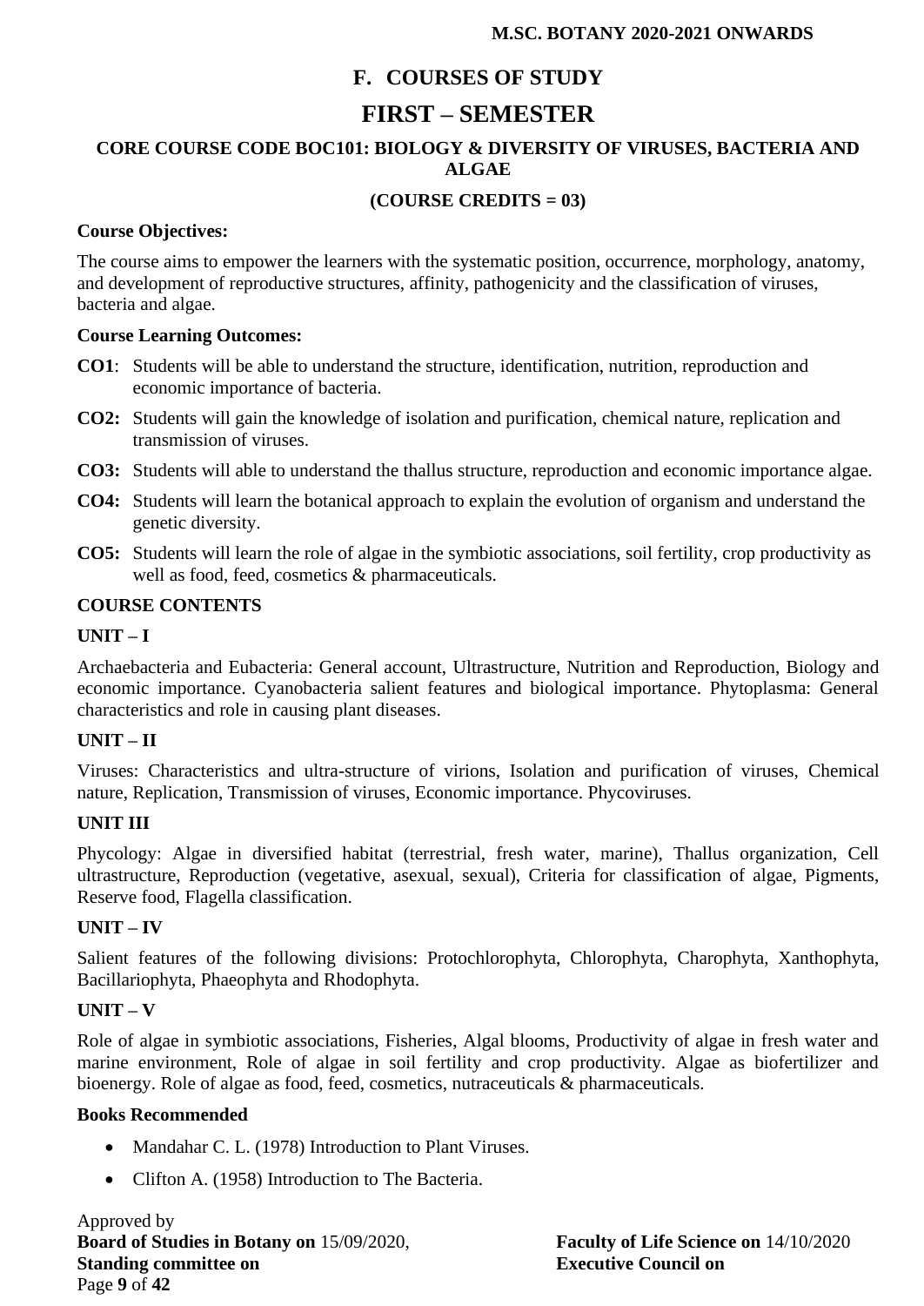# F. COURSES OF STUDY

# FIRST – SEMESTER

## CORE COURSE CODE BOC101: BIOLOGY & DIVERSITY OF VIRUSES, BACTERIA AND ALGAE

**(COURSE CREDITS = 03)**

**Course Objectives:**

The course aims to empower the learners with the systematic position, occurrence, morphology, anatomy, and development of reproductive structures, affinity, pathogenicity and the classification of viruses, bacteria and algae.

**Course Learning Outcomes:**

**CO1**: Students will be able to understand the structure, identification, nutrition, reproduction and economic importance of bacteria.

**CO2:** Students will gain the knowledge of isolation and purification, chemical nature, replication and transmission of viruses.

**CO3:** Students will able to understand the thallus structure, reproduction and economic importance algae.

**CO4:** Students will learn the botanical approach to explain the evolution of organism and understand the genetic diversity.

**CO5:** Students will learn the role of algae in the symbiotic associations, soil fertility, crop productivity as well as food, feed, cosmetics & pharmaceuticals.

**COURSE CONTENTS**

**UNIT – I**

Archaebacteria and Eubacteria: General account, Ultrastructure, Nutrition and Reproduction, Biology and economic importance. Cyanobacteria salient features and biological importance. Phytoplasma: General characteristics and role in causing plant diseases.

**UNIT – II**

Viruses: Characteristics and ultra-structure of virions, Isolation and purification of viruses, Chemical nature, Replication, Transmission of viruses, Economic importance. Phycoviruses.

**UNIT III**

Phycology: Algae in diversified habitat (terrestrial, fresh water, marine), Thallus organization, Cell ultrastructure, Reproduction (vegetative, asexual, sexual), Criteria for classification of algae, Pigments, Reserve food, Flagella classification.

**UNIT – IV**

Salient features of the following divisions: Protochlorophyta, Chlorophyta, Charophyta, Xanthophyta, Bacillariophyta, Phaeophyta and Rhodophyta.

**UNIT – V**

Role of algae in symbiotic associations, Fisheries, Algal blooms, Productivity of algae in fresh water and marine environment, Role of algae in soil fertility and crop productivity. Algae as biofertilizer and bioenergy. Role of algae as food, feed, cosmetics, nutraceuticals & pharmaceuticals.

**Books Recommended**

- Mandahar C. L. (1978) Introduction to Plant Viruses.
- Clifton A. (1958) Introduction to The Bacteria.

Approved by
**Board of Studies in Botany on** 15/09/2020, **Faculty of Life Science on** 14/10/2020
**Standing committee on** **Executive Council on**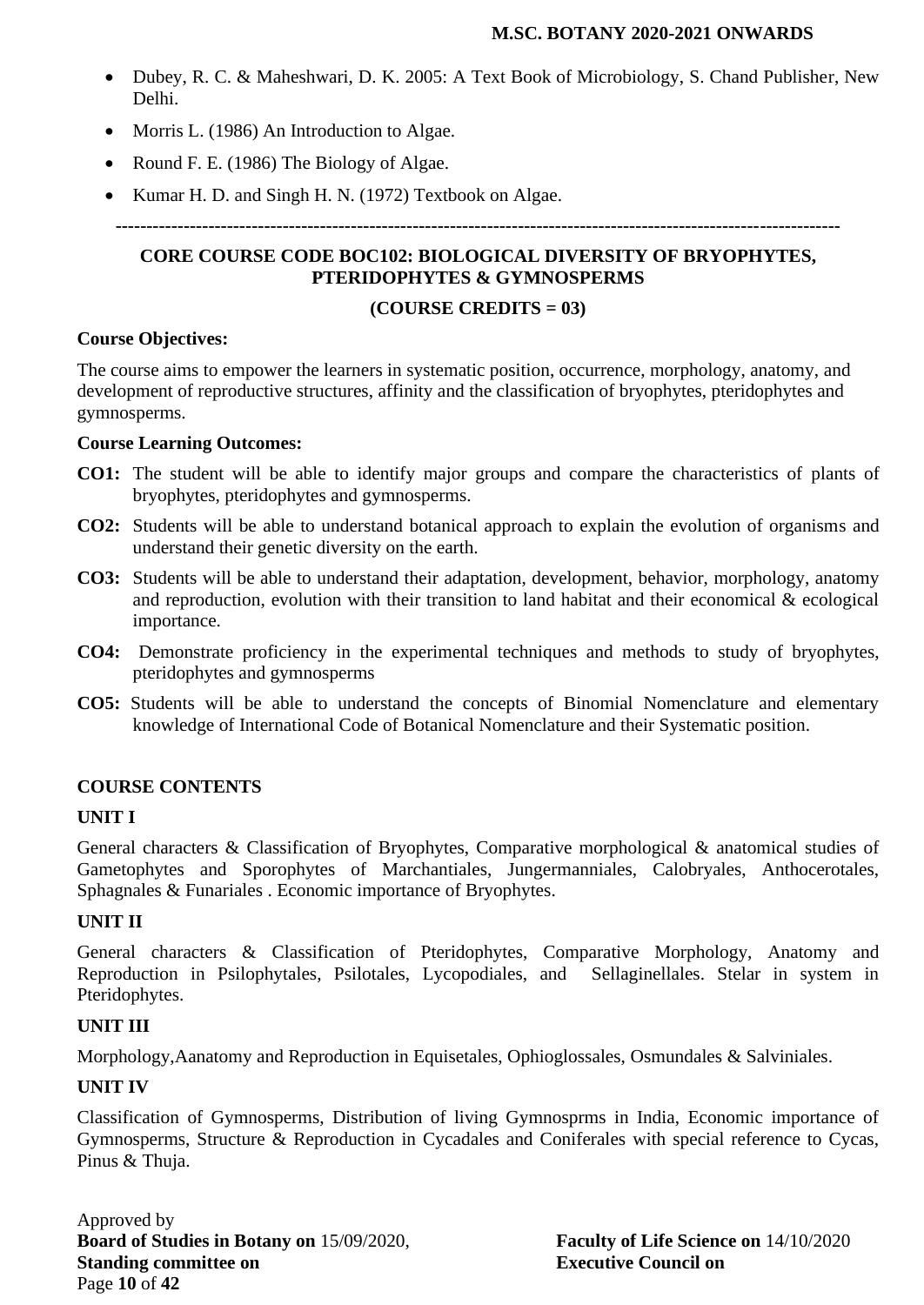- Dubey, R. C. & Maheshwari, D. K. 2005: A Text Book of Microbiology, S. Chand Publisher, New Delhi.
- Morris L. (1986) An Introduction to Algae.
- Round F. E. (1986) The Biology of Algae.
- Kumar H. D. and Singh H. N. (1972) Textbook on Algae.

---

## CORE COURSE CODE BOC102: BIOLOGICAL DIVERSITY OF BRYOPHYTES, PTERIDOPHYTES & GYMNOSPERMS

**(COURSE CREDITS = 03)**

**Course Objectives:**

The course aims to empower the learners in systematic position, occurrence, morphology, anatomy, and development of reproductive structures, affinity and the classification of bryophytes, pteridophytes and gymnosperms.

**Course Learning Outcomes:**

**CO1:** The student will be able to identify major groups and compare the characteristics of plants of bryophytes, pteridophytes and gymnosperms.

**CO2:** Students will be able to understand botanical approach to explain the evolution of organisms and understand their genetic diversity on the earth.

**CO3:** Students will be able to understand their adaptation, development, behavior, morphology, anatomy and reproduction, evolution with their transition to land habitat and their economical & ecological importance.

**CO4:** Demonstrate proficiency in the experimental techniques and methods to study of bryophytes, pteridophytes and gymnosperms

**CO5:** Students will be able to understand the concepts of Binomial Nomenclature and elementary knowledge of International Code of Botanical Nomenclature and their Systematic position.

**COURSE CONTENTS**

**UNIT I**

General characters & Classification of Bryophytes, Comparative morphological & anatomical studies of Gametophytes and Sporophytes of Marchantiales, Jungermanniales, Calobryales, Anthocerotales, Sphagnales & Funariales . Economic importance of Bryophytes.

**UNIT II**

General characters & Classification of Pteridophytes, Comparative Morphology, Anatomy and Reproduction in Psilophytales, Psilotales, Lycopodiales, and Sellaginellales. Stelar in system in Pteridophytes.

**UNIT III**

Morphology,Aanatomy and Reproduction in Equisetales, Ophioglossales, Osmundales & Salviniales.

**UNIT IV**

Classification of Gymnosperms, Distribution of living Gymnosprms in India, Economic importance of Gymnosperms, Structure & Reproduction in Cycadales and Coniferales with special reference to Cycas, Pinus & Thuja.

Approved by
**Board of Studies in Botany on** 15/09/2020, **Faculty of Life Science on** 14/10/2020
**Standing committee on** **Executive Council on**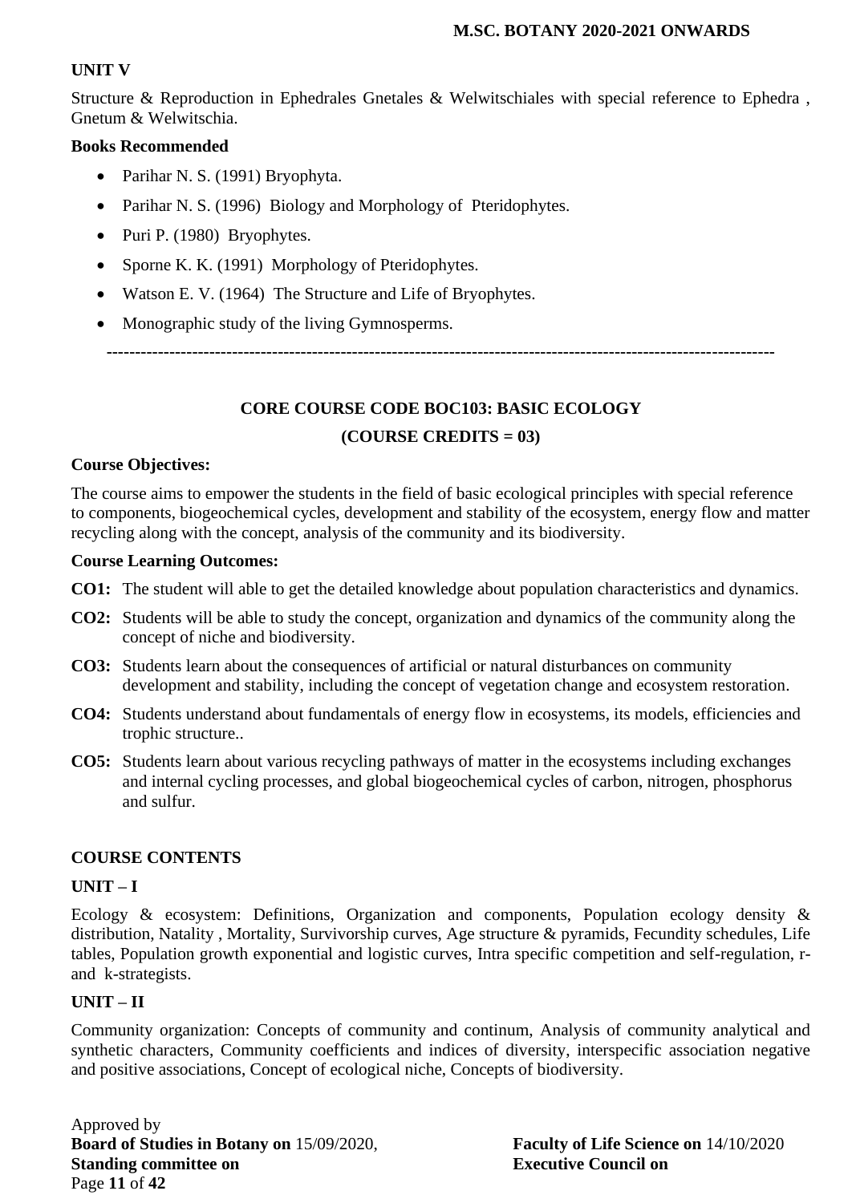**UNIT V**

Structure & Reproduction in Ephedrales Gnetales & Welwitschiales with special reference to Ephedra , Gnetum & Welwitschia.

**Books Recommended**

- Parihar N. S. (1991) Bryophyta.
- Parihar N. S. (1996) Biology and Morphology of Pteridophytes.
- Puri P. (1980) Bryophytes.
- Sporne K. K. (1991) Morphology of Pteridophytes.
- Watson E. V. (1964) The Structure and Life of Bryophytes.
- Monographic study of the living Gymnosperms.

---

## CORE COURSE CODE BOC103: BASIC ECOLOGY

## (COURSE CREDITS = 03)

**Course Objectives:**

The course aims to empower the students in the field of basic ecological principles with special reference to components, biogeochemical cycles, development and stability of the ecosystem, energy flow and matter recycling along with the concept, analysis of the community and its biodiversity.

**Course Learning Outcomes:**

**CO1:** The student will able to get the detailed knowledge about population characteristics and dynamics.

**CO2:** Students will be able to study the concept, organization and dynamics of the community along the concept of niche and biodiversity.

**CO3:** Students learn about the consequences of artificial or natural disturbances on community development and stability, including the concept of vegetation change and ecosystem restoration.

**CO4:** Students understand about fundamentals of energy flow in ecosystems, its models, efficiencies and trophic structure..

**CO5:** Students learn about various recycling pathways of matter in the ecosystems including exchanges and internal cycling processes, and global biogeochemical cycles of carbon, nitrogen, phosphorus and sulfur.

**COURSE CONTENTS**

**UNIT – I**

Ecology & ecosystem: Definitions, Organization and components, Population ecology density & distribution, Natality , Mortality, Survivorship curves, Age structure & pyramids, Fecundity schedules, Life tables, Population growth exponential and logistic curves, Intra specific competition and self-regulation, r- and k-strategists.

**UNIT – II**

Community organization: Concepts of community and continum, Analysis of community analytical and synthetic characters, Community coefficients and indices of diversity, interspecific association negative and positive associations, Concept of ecological niche, Concepts of biodiversity.

Approved by
**Board of Studies in Botany on** 15/09/2020, **Faculty of Life Science on** 14/10/2020
**Standing committee on** **Executive Council on**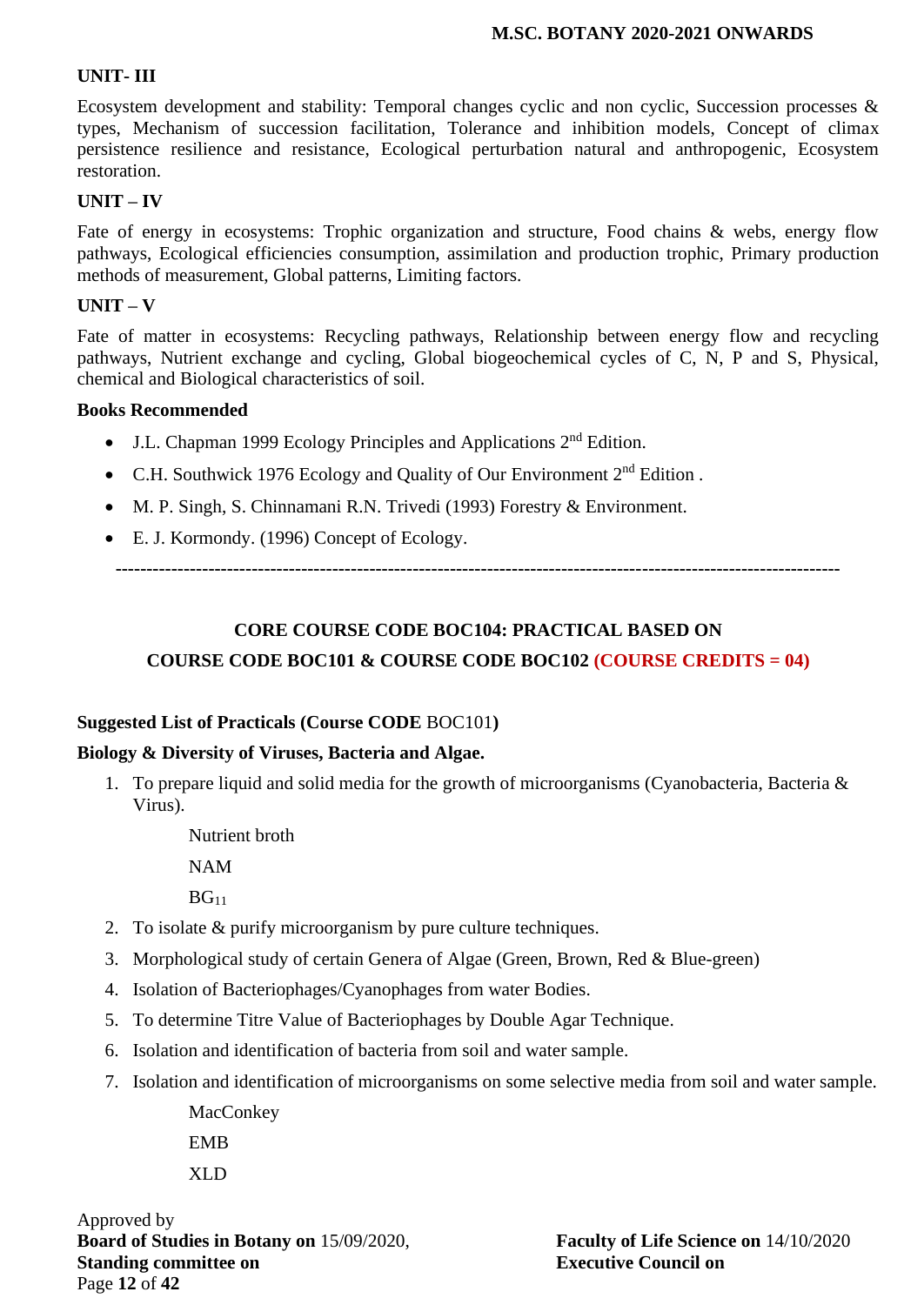### UNIT- III

Ecosystem development and stability: Temporal changes cyclic and non cyclic, Succession processes & types, Mechanism of succession facilitation, Tolerance and inhibition models, Concept of climax persistence resilience and resistance, Ecological perturbation natural and anthropogenic, Ecosystem restoration.

### UNIT – IV

Fate of energy in ecosystems: Trophic organization and structure, Food chains & webs, energy flow pathways, Ecological efficiencies consumption, assimilation and production trophic, Primary production methods of measurement, Global patterns, Limiting factors.

### UNIT – V

Fate of matter in ecosystems: Recycling pathways, Relationship between energy flow and recycling pathways, Nutrient exchange and cycling, Global biogeochemical cycles of C, N, P and S, Physical, chemical and Biological characteristics of soil.

### Books Recommended

- J.L. Chapman 1999 Ecology Principles and Applications 2nd Edition.
- C.H. Southwick 1976 Ecology and Quality of Our Environment 2nd Edition .
- M. P. Singh, S. Chinnamani R.N. Trivedi (1993) Forestry & Environment.
- E. J. Kormondy. (1996) Concept of Ecology.

---

## CORE COURSE CODE BOC104: PRACTICAL BASED ON COURSE CODE BOC101 & COURSE CODE BOC102 (COURSE CREDITS = 04)

**Suggested List of Practicals (Course CODE** BOC101**)**

**Biology & Diversity of Viruses, Bacteria and Algae.**

1. To prepare liquid and solid media for the growth of microorganisms (Cyanobacteria, Bacteria & Virus).

   Nutrient broth

   NAM

   $BG_{11}$

2. To isolate & purify microorganism by pure culture techniques.
3. Morphological study of certain Genera of Algae (Green, Brown, Red & Blue-green)
4. Isolation of Bacteriophages/Cyanophages from water Bodies.
5. To determine Titre Value of Bacteriophages by Double Agar Technique.
6. Isolation and identification of bacteria from soil and water sample.
7. Isolation and identification of microorganisms on some selective media from soil and water sample.

   MacConkey

   EMB

   XLD

Approved by
**Board of Studies in Botany on** 15/09/2020, **Faculty of Life Science on** 14/10/2020
**Standing committee on** **Executive Council on**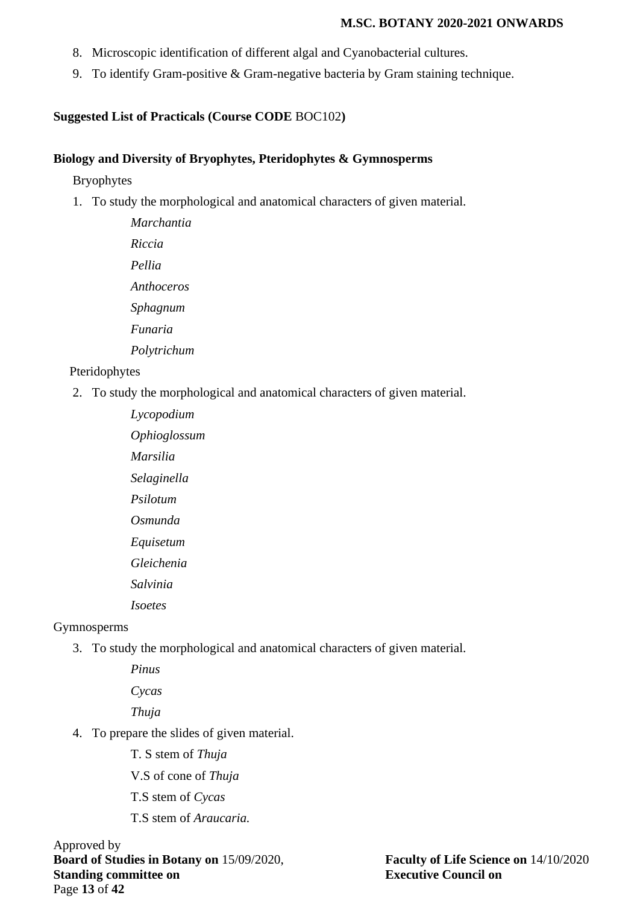8. Microscopic identification of different algal and Cyanobacterial cultures.
9. To identify Gram-positive & Gram-negative bacteria by Gram staining technique.

**Suggested List of Practicals (Course CODE** BOC102**)**

**Biology and Diversity of Bryophytes, Pteridophytes & Gymnosperms**

Bryophytes

1. To study the morphological and anatomical characters of given material.

    *Marchantia*

    *Riccia*

    *Pellia*

    *Anthoceros*

    *Sphagnum*

    *Funaria*

    *Polytrichum*

Pteridophytes

2. To study the morphological and anatomical characters of given material.

    *Lycopodium*

    *Ophioglossum*

    *Marsilia*

    *Selaginella*

    *Psilotum*

    *Osmunda*

    *Equisetum*

    *Gleichenia*

    *Salvinia*

    *Isoetes*

Gymnosperms

3. To study the morphological and anatomical characters of given material.

    *Pinus*

    *Cycas*

    *Thuja*

4. To prepare the slides of given material.

    T. S stem of *Thuja*

    V.S of cone of *Thuja*

    T.S stem of *Cycas*

    T.S stem of *Araucaria.*

Approved by
**Board of Studies in Botany on** 15/09/2020,
**Standing committee on**
**Faculty of Life Science on** 14/10/2020
**Executive Council on**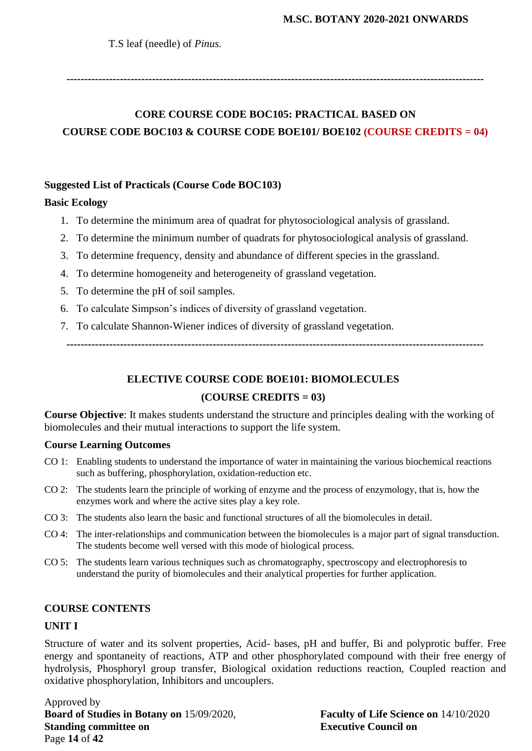T.S leaf (needle) of *Pinus.*

---

**CORE COURSE CODE BOC105: PRACTICAL BASED ON COURSE CODE BOC103 & COURSE CODE BOE101/ BOE102 (COURSE CREDITS = 04)**

**Suggested List of Practicals (Course Code BOC103)**

**Basic Ecology**

1. To determine the minimum area of quadrat for phytosociological analysis of grassland.
2. To determine the minimum number of quadrats for phytosociological analysis of grassland.
3. To determine frequency, density and abundance of different species in the grassland.
4. To determine homogeneity and heterogeneity of grassland vegetation.
5. To determine the pH of soil samples.
6. To calculate Simpson's indices of diversity of grassland vegetation.
7. To calculate Shannon-Wiener indices of diversity of grassland vegetation.

---

## ELECTIVE COURSE CODE BOE101: BIOMOLECULES

**(COURSE CREDITS = 03)**

**Course Objective**: It makes students understand the structure and principles dealing with the working of biomolecules and their mutual interactions to support the life system.

**Course Learning Outcomes**

- CO 1: Enabling students to understand the importance of water in maintaining the various biochemical reactions such as buffering, phosphorylation, oxidation-reduction etc.
- CO 2: The students learn the principle of working of enzyme and the process of enzymology, that is, how the enzymes work and where the active sites play a key role.
- CO 3: The students also learn the basic and functional structures of all the biomolecules in detail.
- CO 4: The inter-relationships and communication between the biomolecules is a major part of signal transduction. The students become well versed with this mode of biological process.
- CO 5: The students learn various techniques such as chromatography, spectroscopy and electrophoresis to understand the purity of biomolecules and their analytical properties for further application.

**COURSE CONTENTS**

**UNIT I**

Structure of water and its solvent properties, Acid- bases, pH and buffer, Bi and polyprotic buffer. Free energy and spontaneity of reactions, ATP and other phosphorylated compound with their free energy of hydrolysis, Phosphoryl group transfer, Biological oxidation reductions reaction, Coupled reaction and oxidative phosphorylation, Inhibitors and uncouplers.

Approved by
**Board of Studies in Botany on** 15/09/2020, **Faculty of Life Science on** 14/10/2020
**Standing committee on** **Executive Council on**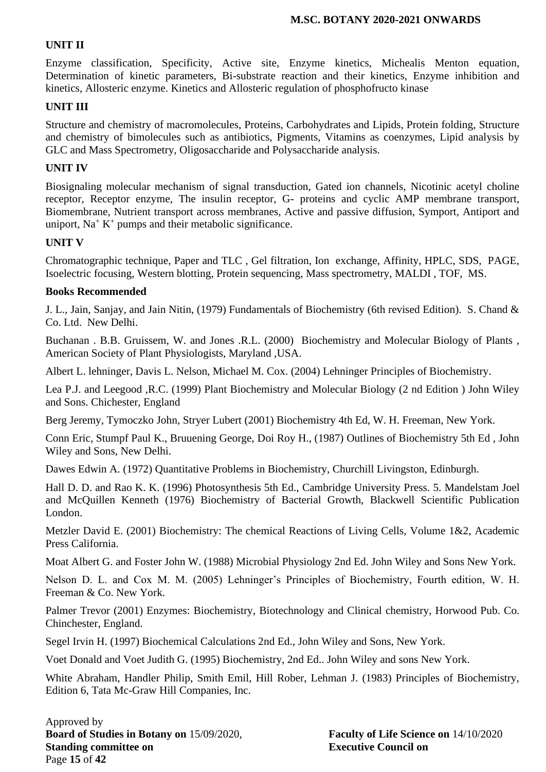## UNIT II

Enzyme classification, Specificity, Active site, Enzyme kinetics, Michealis Menton equation, Determination of kinetic parameters, Bi-substrate reaction and their kinetics, Enzyme inhibition and kinetics, Allosteric enzyme. Kinetics and Allosteric regulation of phosphofructo kinase

## UNIT III

Structure and chemistry of macromolecules, Proteins, Carbohydrates and Lipids, Protein folding, Structure and chemistry of bimolecules such as antibiotics, Pigments, Vitamins as coenzymes, Lipid analysis by GLC and Mass Spectrometry, Oligosaccharide and Polysaccharide analysis.

## UNIT IV

Biosignaling molecular mechanism of signal transduction, Gated ion channels, Nicotinic acetyl choline receptor, Receptor enzyme, The insulin receptor, G- proteins and cyclic AMP membrane transport, Biomembrane, Nutrient transport across membranes, Active and passive diffusion, Symport, Antiport and uniport, $Na^+$ $K^+$ pumps and their metabolic significance.

## UNIT V

Chromatographic technique, Paper and TLC , Gel filtration, Ion exchange, Affinity, HPLC, SDS, PAGE, Isoelectric focusing, Western blotting, Protein sequencing, Mass spectrometry, MALDI , TOF, MS.

## Books Recommended

J. L., Jain, Sanjay, and Jain Nitin, (1979) Fundamentals of Biochemistry (6th revised Edition). S. Chand & Co. Ltd. New Delhi.

Buchanan . B.B. Gruissem, W. and Jones .R.L. (2000) Biochemistry and Molecular Biology of Plants , American Society of Plant Physiologists, Maryland ,USA.

Albert L. lehninger, Davis L. Nelson, Michael M. Cox. (2004) Lehninger Principles of Biochemistry.

Lea P.J. and Leegood ,R.C. (1999) Plant Biochemistry and Molecular Biology (2 nd Edition ) John Wiley and Sons. Chichester, England

Berg Jeremy, Tymoczko John, Stryer Lubert (2001) Biochemistry 4th Ed, W. H. Freeman, New York.

Conn Eric, Stumpf Paul K., Bruuening George, Doi Roy H., (1987) Outlines of Biochemistry 5th Ed , John Wiley and Sons, New Delhi.

Dawes Edwin A. (1972) Quantitative Problems in Biochemistry, Churchill Livingston, Edinburgh.

Hall D. D. and Rao K. K. (1996) Photosynthesis 5th Ed., Cambridge University Press. 5. Mandelstam Joel and McQuillen Kenneth (1976) Biochemistry of Bacterial Growth, Blackwell Scientific Publication London.

Metzler David E. (2001) Biochemistry: The chemical Reactions of Living Cells, Volume 1&2, Academic Press California.

Moat Albert G. and Foster John W. (1988) Microbial Physiology 2nd Ed. John Wiley and Sons New York.

Nelson D. L. and Cox M. M. (2005) Lehninger's Principles of Biochemistry, Fourth edition, W. H. Freeman & Co. New York.

Palmer Trevor (2001) Enzymes: Biochemistry, Biotechnology and Clinical chemistry, Horwood Pub. Co. Chinchester, England.

Segel Irvin H. (1997) Biochemical Calculations 2nd Ed., John Wiley and Sons, New York.

Voet Donald and Voet Judith G. (1995) Biochemistry, 2nd Ed.. John Wiley and sons New York.

White Abraham, Handler Philip, Smith Emil, Hill Rober, Lehman J. (1983) Principles of Biochemistry, Edition 6, Tata Mc-Graw Hill Companies, Inc.

Approved by
**Board of Studies in Botany on** 15/09/2020, **Faculty of Life Science on** 14/10/2020
**Standing committee on** **Executive Council on**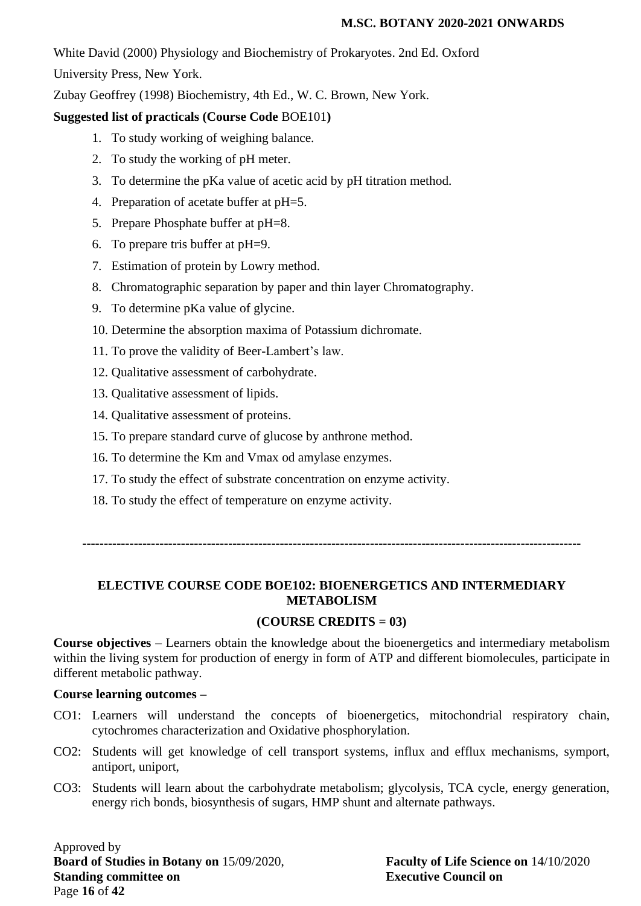White David (2000) Physiology and Biochemistry of Prokaryotes. 2nd Ed. Oxford University Press, New York.

Zubay Geoffrey (1998) Biochemistry, 4th Ed., W. C. Brown, New York.

**Suggested list of practicals (Course Code** BOE101**)**

1. To study working of weighing balance.
2. To study the working of pH meter.
3. To determine the pKa value of acetic acid by pH titration method.
4. Preparation of acetate buffer at pH=5.
5. Prepare Phosphate buffer at pH=8.
6. To prepare tris buffer at pH=9.
7. Estimation of protein by Lowry method.
8. Chromatographic separation by paper and thin layer Chromatography.
9. To determine pKa value of glycine.
10. Determine the absorption maxima of Potassium dichromate.
11. To prove the validity of Beer-Lambert's law.
12. Qualitative assessment of carbohydrate.
13. Qualitative assessment of lipids.
14. Qualitative assessment of proteins.
15. To prepare standard curve of glucose by anthrone method.
16. To determine the Km and Vmax od amylase enzymes.
17. To study the effect of substrate concentration on enzyme activity.
18. To study the effect of temperature on enzyme activity.

---

## ELECTIVE COURSE CODE BOE102: BIOENERGETICS AND INTERMEDIARY METABOLISM

### (COURSE CREDITS = 03)

**Course objectives** – Learners obtain the knowledge about the bioenergetics and intermediary metabolism within the living system for production of energy in form of ATP and different biomolecules, participate in different metabolic pathway.

**Course learning outcomes –**

CO1: Learners will understand the concepts of bioenergetics, mitochondrial respiratory chain, cytochromes characterization and Oxidative phosphorylation.

CO2: Students will get knowledge of cell transport systems, influx and efflux mechanisms, symport, antiport, uniport,

CO3: Students will learn about the carbohydrate metabolism; glycolysis, TCA cycle, energy generation, energy rich bonds, biosynthesis of sugars, HMP shunt and alternate pathways.

Approved by
**Board of Studies in Botany on** 15/09/2020, **Faculty of Life Science on** 14/10/2020
**Standing committee on** **Executive Council on**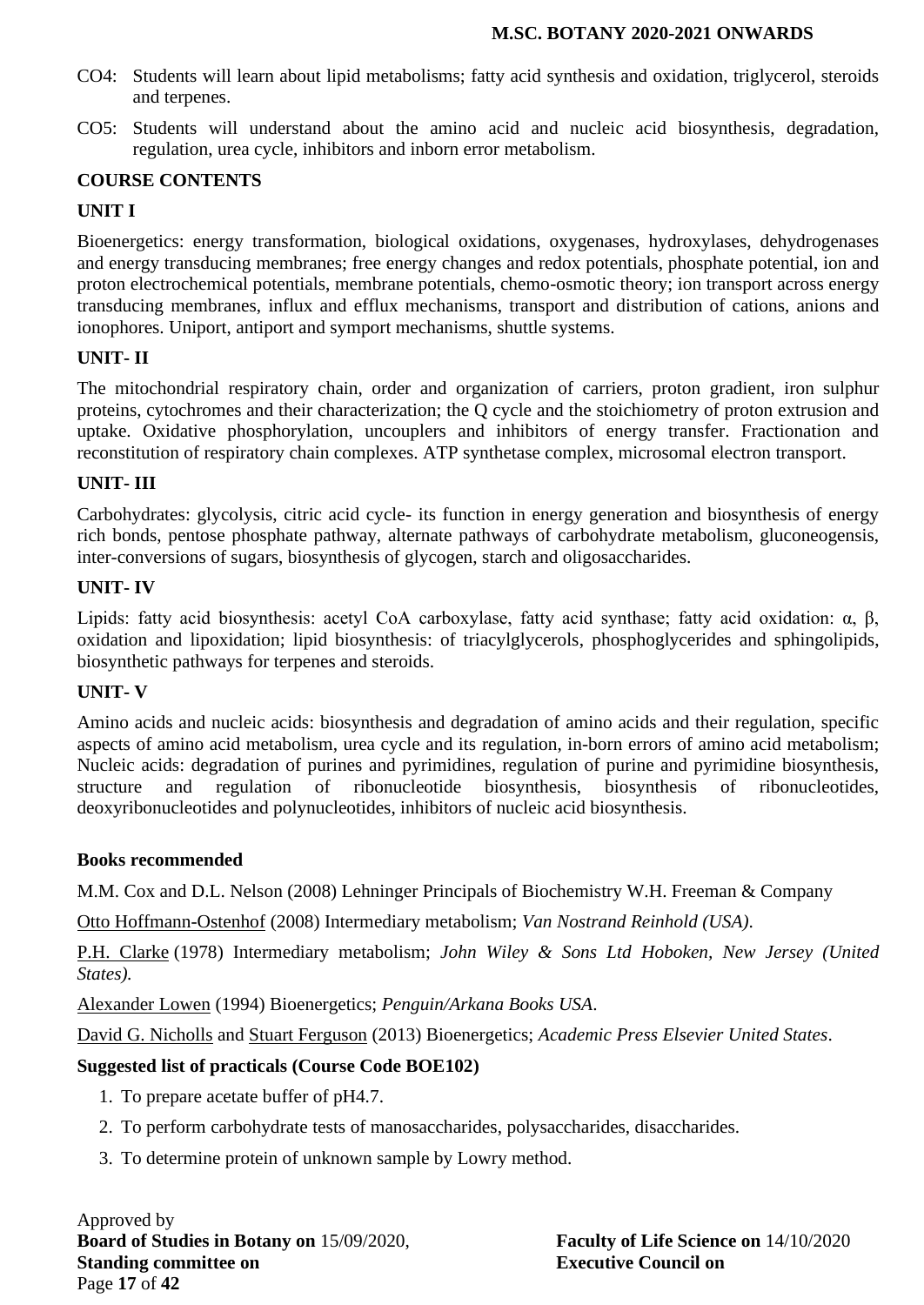CO4: Students will learn about lipid metabolisms; fatty acid synthesis and oxidation, triglycerol, steroids and terpenes.

CO5: Students will understand about the amino acid and nucleic acid biosynthesis, degradation, regulation, urea cycle, inhibitors and inborn error metabolism.

### COURSE CONTENTS

### UNIT I

Bioenergetics: energy transformation, biological oxidations, oxygenases, hydroxylases, dehydrogenases and energy transducing membranes; free energy changes and redox potentials, phosphate potential, ion and proton electrochemical potentials, membrane potentials, chemo-osmotic theory; ion transport across energy transducing membranes, influx and efflux mechanisms, transport and distribution of cations, anions and ionophores. Uniport, antiport and symport mechanisms, shuttle systems.

### UNIT- II

The mitochondrial respiratory chain, order and organization of carriers, proton gradient, iron sulphur proteins, cytochromes and their characterization; the Q cycle and the stoichiometry of proton extrusion and uptake. Oxidative phosphorylation, uncouplers and inhibitors of energy transfer. Fractionation and reconstitution of respiratory chain complexes. ATP synthetase complex, microsomal electron transport.

### UNIT- III

Carbohydrates: glycolysis, citric acid cycle- its function in energy generation and biosynthesis of energy rich bonds, pentose phosphate pathway, alternate pathways of carbohydrate metabolism, gluconeogensis, inter-conversions of sugars, biosynthesis of glycogen, starch and oligosaccharides.

### UNIT- IV

Lipids: fatty acid biosynthesis: acetyl CoA carboxylase, fatty acid synthase; fatty acid oxidation: α, β, oxidation and lipoxidation; lipid biosynthesis: of triacylglycerols, phosphoglycerides and sphingolipids, biosynthetic pathways for terpenes and steroids.

### UNIT- V

Amino acids and nucleic acids: biosynthesis and degradation of amino acids and their regulation, specific aspects of amino acid metabolism, urea cycle and its regulation, in-born errors of amino acid metabolism; Nucleic acids: degradation of purines and pyrimidines, regulation of purine and pyrimidine biosynthesis, structure and regulation of ribonucleotide biosynthesis, biosynthesis of ribonucleotides, deoxyribonucleotides and polynucleotides, inhibitors of nucleic acid biosynthesis.

### Books recommended

M.M. Cox and D.L. Nelson (2008) Lehninger Principals of Biochemistry W.H. Freeman & Company

Otto Hoffmann-Ostenhof (2008) Intermediary metabolism; *Van Nostrand Reinhold (USA).*

P.H. Clarke (1978) Intermediary metabolism; *John Wiley & Sons Ltd Hoboken, New Jersey (United States).*

Alexander Lowen (1994) Bioenergetics; *Penguin/Arkana Books USA*.

David G. Nicholls and Stuart Ferguson (2013) Bioenergetics; *Academic Press Elsevier United States*.

### Suggested list of practicals (Course Code BOE102)

1. To prepare acetate buffer of pH4.7.
2. To perform carbohydrate tests of manosaccharides, polysaccharides, disaccharides.
3. To determine protein of unknown sample by Lowry method.

Approved by
**Board of Studies in Botany on** 15/09/2020, **Faculty of Life Science on** 14/10/2020
**Standing committee on** **Executive Council on**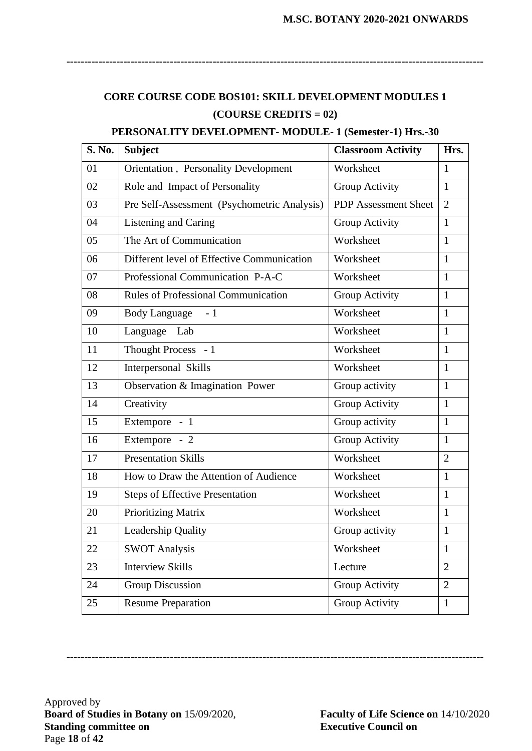## CORE COURSE CODE BOS101: SKILL DEVELOPMENT MODULES 1

### (COURSE CREDITS = 02)

### PERSONALITY DEVELOPMENT- MODULE- 1 (Semester-1) Hrs.-30

| S. No. | Subject | Classroom Activity | Hrs. |
|---|---|---|---|
| 01 | Orientation , Personality Development | Worksheet | 1 |
| 02 | Role and Impact of Personality | Group Activity | 1 |
| 03 | Pre Self-Assessment (Psychometric Analysis) | PDP Assessment Sheet | 2 |
| 04 | Listening and Caring | Group Activity | 1 |
| 05 | The Art of Communication | Worksheet | 1 |
| 06 | Different level of Effective Communication | Worksheet | 1 |
| 07 | Professional Communication P-A-C | Worksheet | 1 |
| 08 | Rules of Professional Communication | Group Activity | 1 |
| 09 | Body Language - 1 | Worksheet | 1 |
| 10 | Language Lab | Worksheet | 1 |
| 11 | Thought Process - 1 | Worksheet | 1 |
| 12 | Interpersonal Skills | Worksheet | 1 |
| 13 | Observation & Imagination Power | Group activity | 1 |
| 14 | Creativity | Group Activity | 1 |
| 15 | Extempore - 1 | Group activity | 1 |
| 16 | Extempore - 2 | Group Activity | 1 |
| 17 | Presentation Skills | Worksheet | 2 |
| 18 | How to Draw the Attention of Audience | Worksheet | 1 |
| 19 | Steps of Effective Presentation | Worksheet | 1 |
| 20 | Prioritizing Matrix | Worksheet | 1 |
| 21 | Leadership Quality | Group activity | 1 |
| 22 | SWOT Analysis | Worksheet | 1 |
| 23 | Interview Skills | Lecture | 2 |
| 24 | Group Discussion | Group Activity | 2 |
| 25 | Resume Preparation | Group Activity | 1 |

Approved by
**Board of Studies in Botany on** 15/09/2020, **Faculty of Life Science on** 14/10/2020
**Standing committee on** **Executive Council on**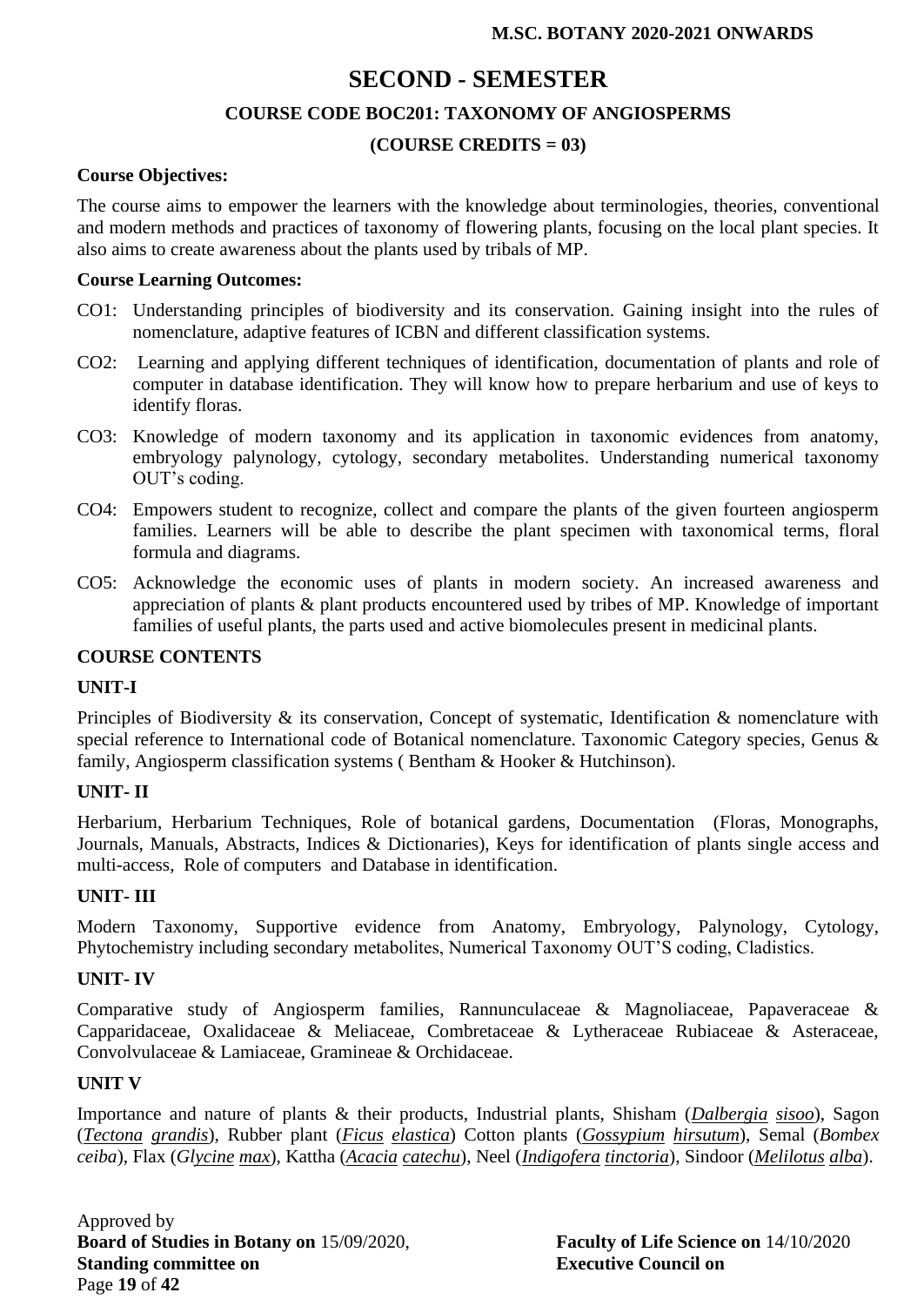# SECOND - SEMESTER

## COURSE CODE BOC201: TAXONOMY OF ANGIOSPERMS

### (COURSE CREDITS = 03)

**Course Objectives:**

The course aims to empower the learners with the knowledge about terminologies, theories, conventional and modern methods and practices of taxonomy of flowering plants, focusing on the local plant species. It also aims to create awareness about the plants used by tribals of MP.

**Course Learning Outcomes:**

- CO1: Understanding principles of biodiversity and its conservation. Gaining insight into the rules of nomenclature, adaptive features of ICBN and different classification systems.
- CO2: Learning and applying different techniques of identification, documentation of plants and role of computer in database identification. They will know how to prepare herbarium and use of keys to identify floras.
- CO3: Knowledge of modern taxonomy and its application in taxonomic evidences from anatomy, embryology palynology, cytology, secondary metabolites. Understanding numerical taxonomy OUT's coding.
- CO4: Empowers student to recognize, collect and compare the plants of the given fourteen angiosperm families. Learners will be able to describe the plant specimen with taxonomical terms, floral formula and diagrams.
- CO5: Acknowledge the economic uses of plants in modern society. An increased awareness and appreciation of plants & plant products encountered used by tribes of MP. Knowledge of important families of useful plants, the parts used and active biomolecules present in medicinal plants.

**COURSE CONTENTS**

**UNIT-I**

Principles of Biodiversity & its conservation, Concept of systematic, Identification & nomenclature with special reference to International code of Botanical nomenclature. Taxonomic Category species, Genus & family, Angiosperm classification systems ( Bentham & Hooker & Hutchinson).

**UNIT- II**

Herbarium, Herbarium Techniques, Role of botanical gardens, Documentation (Floras, Monographs, Journals, Manuals, Abstracts, Indices & Dictionaries), Keys for identification of plants single access and multi-access, Role of computers and Database in identification.

**UNIT- III**

Modern Taxonomy, Supportive evidence from Anatomy, Embryology, Palynology, Cytology, Phytochemistry including secondary metabolites, Numerical Taxonomy OUT'S coding, Cladistics.

**UNIT- IV**

Comparative study of Angiosperm families, Rannunculaceae & Magnoliaceae, Papaveraceae & Capparidaceae, Oxalidaceae & Meliaceae, Combretaceae & Lytheraceae Rubiaceae & Asteraceae, Convolvulaceae & Lamiaceae, Gramineae & Orchidaceae.

**UNIT V**

Importance and nature of plants & their products, Industrial plants, Shisham (*Dalbergia sisoo*), Sagon (*Tectona grandis*), Rubber plant (*Ficus elastica*) Cotton plants (*Gossypium hirsutum*), Semal (*Bombex ceiba*), Flax (*Glycine max*), Kattha (*Acacia catechu*), Neel (*Indigofera tinctoria*), Sindoor (*Melilotus alba*).

Approved by
**Board of Studies in Botany on** 15/09/2020, **Faculty of Life Science on** 14/10/2020
**Standing committee on** **Executive Council on**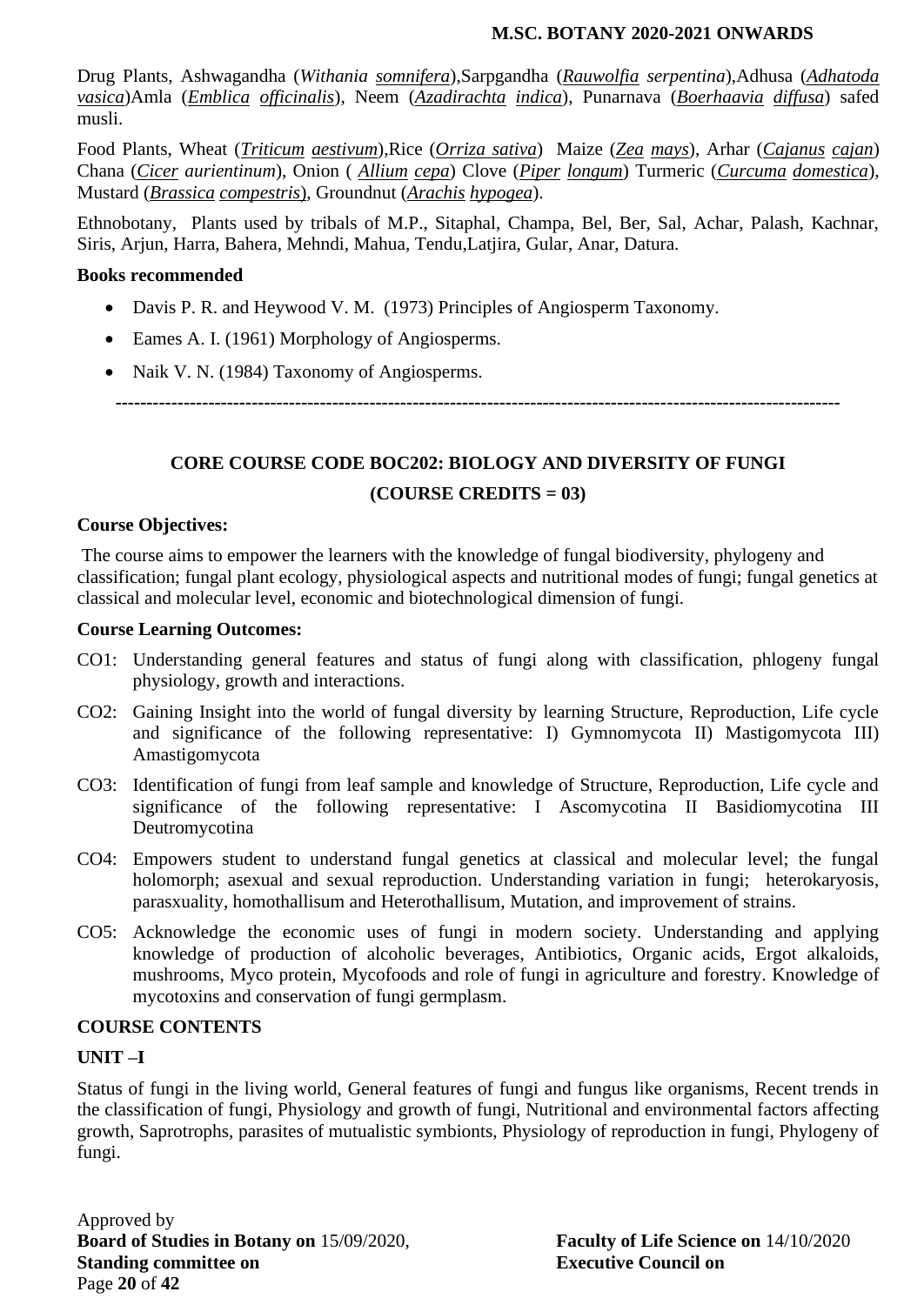Drug Plants, Ashwagandha (*Withania somnifera*),Sarpgandha (*Rauwolfia serpentina*),Adhusa (*Adhatoda vasica*)Amla (*Emblica officinalis*), Neem (*Azadirachta indica*), Punarnava (*Boerhaavia diffusa*) safed musli.

Food Plants, Wheat (*Triticum aestivum*),Rice (*Orriza sativa*) Maize (*Zea mays*), Arhar (*Cajanus cajan*) Chana (*Cicer aurientinum*), Onion ( *Allium cepa*) Clove (*Piper longum*) Turmeric (*Curcuma domestica*), Mustard (*Brassica compestris*), Groundnut (*Arachis hypogea*).

Ethnobotany, Plants used by tribals of M.P., Sitaphal, Champa, Bel, Ber, Sal, Achar, Palash, Kachnar, Siris, Arjun, Harra, Bahera, Mehndi, Mahua, Tendu,Latjira, Gular, Anar, Datura.

**Books recommended**

- Davis P. R. and Heywood V. M. (1973) Principles of Angiosperm Taxonomy.
- Eames A. I. (1961) Morphology of Angiosperms.
- Naik V. N. (1984) Taxonomy of Angiosperms.

---

## CORE COURSE CODE BOC202: BIOLOGY AND DIVERSITY OF FUNGI

## (COURSE CREDITS = 03)

**Course Objectives:**

The course aims to empower the learners with the knowledge of fungal biodiversity, phylogeny and classification; fungal plant ecology, physiological aspects and nutritional modes of fungi; fungal genetics at classical and molecular level, economic and biotechnological dimension of fungi.

**Course Learning Outcomes:**

CO1: Understanding general features and status of fungi along with classification, phlogeny fungal physiology, growth and interactions.

CO2: Gaining Insight into the world of fungal diversity by learning Structure, Reproduction, Life cycle and significance of the following representative: I) Gymnomycota II) Mastigomycota III) Amastigomycota

CO3: Identification of fungi from leaf sample and knowledge of Structure, Reproduction, Life cycle and significance of the following representative: I Ascomycotina II Basidiomycotina III Deutromycotina

CO4: Empowers student to understand fungal genetics at classical and molecular level; the fungal holomorph; asexual and sexual reproduction. Understanding variation in fungi; heterokaryosis, parasxuality, homothallisum and Heterothallisum, Mutation, and improvement of strains.

CO5: Acknowledge the economic uses of fungi in modern society. Understanding and applying knowledge of production of alcoholic beverages, Antibiotics, Organic acids, Ergot alkaloids, mushrooms, Myco protein, Mycofoods and role of fungi in agriculture and forestry. Knowledge of mycotoxins and conservation of fungi germplasm.

**COURSE CONTENTS**

**UNIT –I**

Status of fungi in the living world, General features of fungi and fungus like organisms, Recent trends in the classification of fungi, Physiology and growth of fungi, Nutritional and environmental factors affecting growth, Saprotrophs, parasites of mutualistic symbionts, Physiology of reproduction in fungi, Phylogeny of fungi.

Approved by
**Board of Studies in Botany on** 15/09/2020, **Faculty of Life Science on** 14/10/2020
**Standing committee on** **Executive Council on**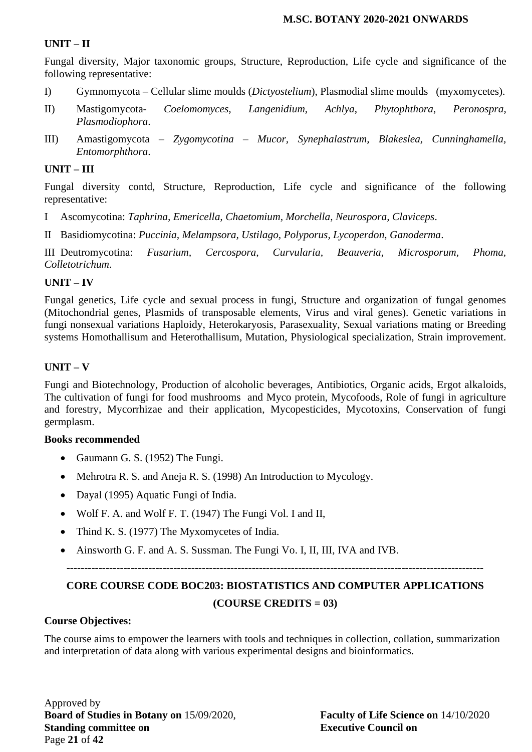**UNIT – II**

Fungal diversity, Major taxonomic groups, Structure, Reproduction, Life cycle and significance of the following representative:

I) Gymnomycota – Cellular slime moulds (*Dictyostelium*), Plasmodial slime moulds (myxomycetes).

II) Mastigomycota- *Coelomomyces*, *Langenidium*, *Achlya*, *Phytophthora*, *Peronospra*, *Plasmodiophora*.

III) Amastigomycota – *Zygomycotina* – *Mucor*, *Synephalastrum*, *Blakeslea*, *Cunninghamella*, *Entomorphthora*.

**UNIT – III**

Fungal diversity contd, Structure, Reproduction, Life cycle and significance of the following representative:

I Ascomycotina: *Taphrina*, *Emericella*, *Chaetomium*, *Morchella*, *Neurospora*, *Claviceps*.

II Basidiomycotina: *Puccinia*, *Melampsora*, *Ustilago*, *Polyporus*, *Lycoperdon*, *Ganoderma*.

III Deutromycotina: *Fusarium*, *Cercospora*, *Curvularia*, *Beauveria*, *Microsporum*, *Phoma*, *Colletotrichum*.

**UNIT – IV**

Fungal genetics, Life cycle and sexual process in fungi, Structure and organization of fungal genomes (Mitochondrial genes, Plasmids of transposable elements, Virus and viral genes). Genetic variations in fungi nonsexual variations Haploidy, Heterokaryosis, Parasexuality, Sexual variations mating or Breeding systems Homothallisum and Heterothallisum, Mutation, Physiological specialization, Strain improvement.

**UNIT – V**

Fungi and Biotechnology, Production of alcoholic beverages, Antibiotics, Organic acids, Ergot alkaloids, The cultivation of fungi for food mushrooms and Myco protein, Mycofoods, Role of fungi in agriculture and forestry, Mycorrhizae and their application, Mycopesticides, Mycotoxins, Conservation of fungi germplasm.

**Books recommended**

- Gaumann G. S. (1952) The Fungi.
- Mehrotra R. S. and Aneja R. S. (1998) An Introduction to Mycology.
- Dayal (1995) Aquatic Fungi of India.
- Wolf F. A. and Wolf F. T. (1947) The Fungi Vol. I and II,
- Thind K. S. (1977) The Myxomycetes of India.
- Ainsworth G. F. and A. S. Sussman. The Fungi Vo. I, II, III, IVA and IVB.

---

## CORE COURSE CODE BOC203: BIOSTATISTICS AND COMPUTER APPLICATIONS

## (COURSE CREDITS = 03)

**Course Objectives:**

The course aims to empower the learners with tools and techniques in collection, collation, summarization and interpretation of data along with various experimental designs and bioinformatics.

Approved by
**Board of Studies in Botany on** 15/09/2020, **Faculty of Life Science on** 14/10/2020
**Standing committee on** **Executive Council on**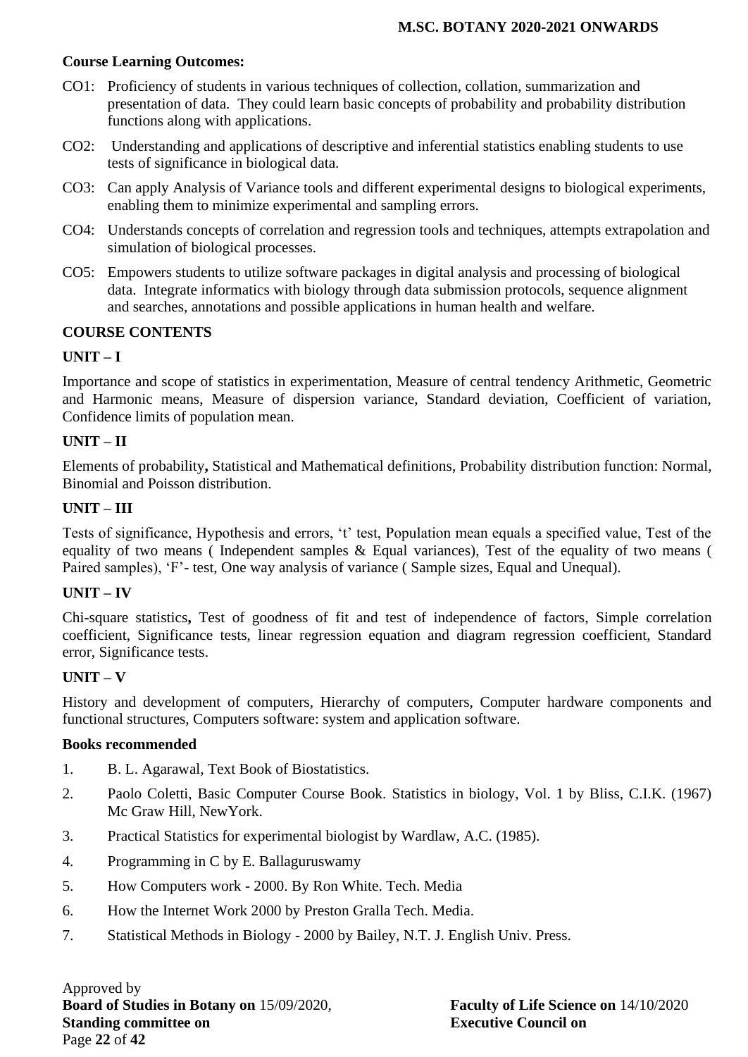**Course Learning Outcomes:**

- CO1: Proficiency of students in various techniques of collection, collation, summarization and presentation of data. They could learn basic concepts of probability and probability distribution functions along with applications.
- CO2: Understanding and applications of descriptive and inferential statistics enabling students to use tests of significance in biological data.
- CO3: Can apply Analysis of Variance tools and different experimental designs to biological experiments, enabling them to minimize experimental and sampling errors.
- CO4: Understands concepts of correlation and regression tools and techniques, attempts extrapolation and simulation of biological processes.
- CO5: Empowers students to utilize software packages in digital analysis and processing of biological data. Integrate informatics with biology through data submission protocols, sequence alignment and searches, annotations and possible applications in human health and welfare.

**COURSE CONTENTS**

**UNIT – I**

Importance and scope of statistics in experimentation, Measure of central tendency Arithmetic, Geometric and Harmonic means, Measure of dispersion variance, Standard deviation, Coefficient of variation, Confidence limits of population mean.

**UNIT – II**

Elements of probability**,** Statistical and Mathematical definitions, Probability distribution function: Normal, Binomial and Poisson distribution.

**UNIT – III**

Tests of significance, Hypothesis and errors, 't' test, Population mean equals a specified value, Test of the equality of two means ( Independent samples & Equal variances), Test of the equality of two means ( Paired samples), 'F'- test, One way analysis of variance ( Sample sizes, Equal and Unequal).

**UNIT – IV**

Chi-square statistics**,** Test of goodness of fit and test of independence of factors, Simple correlation coefficient, Significance tests, linear regression equation and diagram regression coefficient, Standard error, Significance tests.

**UNIT – V**

History and development of computers, Hierarchy of computers, Computer hardware components and functional structures, Computers software: system and application software.

**Books recommended**

1. B. L. Agarawal, Text Book of Biostatistics.
2. Paolo Coletti, Basic Computer Course Book. Statistics in biology, Vol. 1 by Bliss, C.I.K. (1967) Mc Graw Hill, NewYork.
3. Practical Statistics for experimental biologist by Wardlaw, A.C. (1985).
4. Programming in C by E. Ballaguruswamy
5. How Computers work - 2000. By Ron White. Tech. Media
6. How the Internet Work 2000 by Preston Gralla Tech. Media.
7. Statistical Methods in Biology - 2000 by Bailey, N.T. J. English Univ. Press.

Approved by
**Board of Studies in Botany on** 15/09/2020, **Faculty of Life Science on** 14/10/2020
**Standing committee on** **Executive Council on**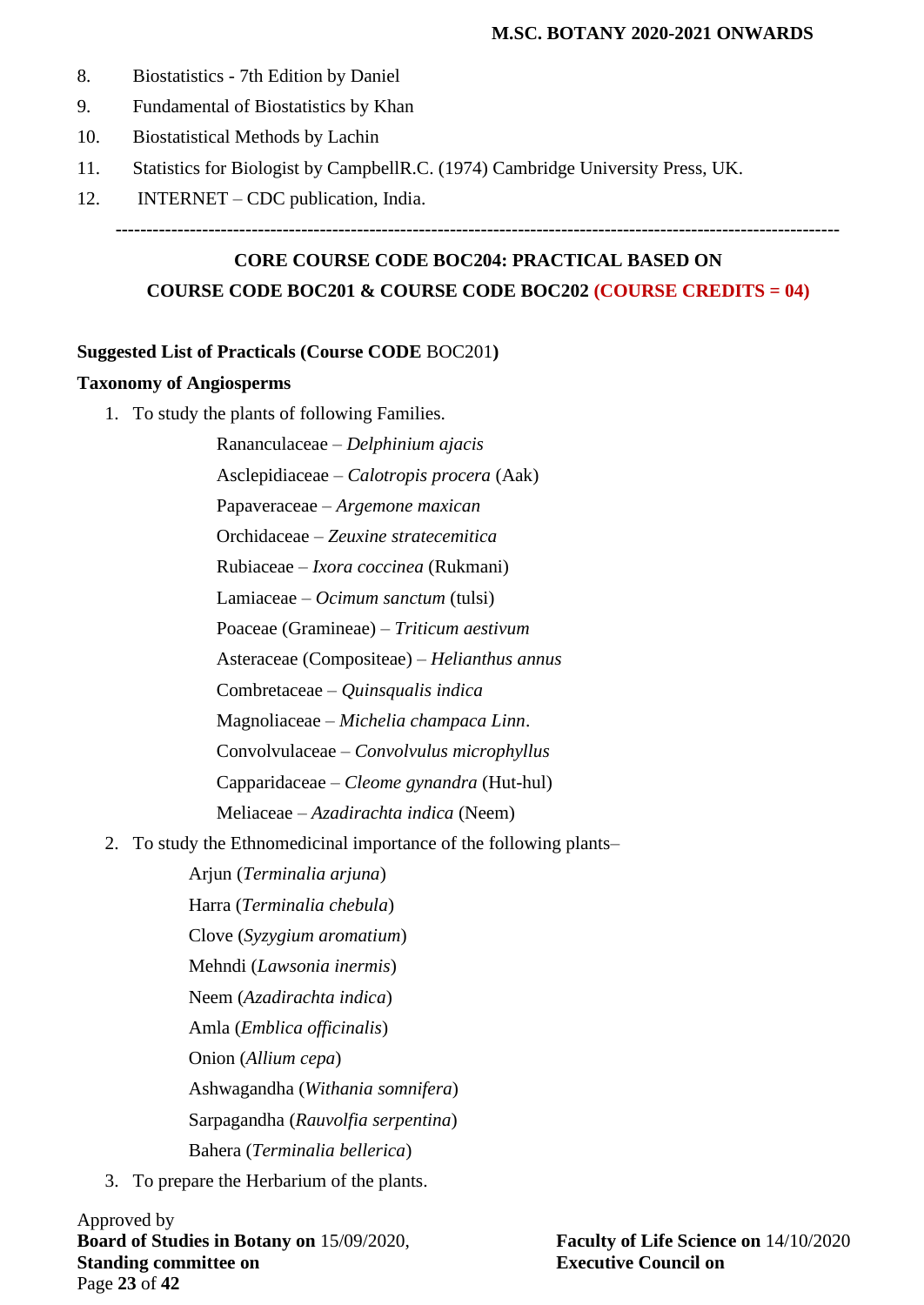8. Biostatistics - 7th Edition by Daniel
9. Fundamental of Biostatistics by Khan
10. Biostatistical Methods by Lachin
11. Statistics for Biologist by CampbellR.C. (1974) Cambridge University Press, UK.
12. INTERNET – CDC publication, India.

---

## CORE COURSE CODE BOC204: PRACTICAL BASED ON COURSE CODE BOC201 & COURSE CODE BOC202 (COURSE CREDITS = 04)

**Suggested List of Practicals (Course CODE** BOC201**)**

**Taxonomy of Angiosperms**

1. To study the plants of following Families.

   Rananculaceae – *Delphinium ajacis*
   Asclepidiaceae – *Calotropis procera* (Aak)
   Papaveraceae – *Argemone maxican*
   Orchidaceae – *Zeuxine stratecemitica*
   Rubiaceae – *Ixora coccinea* (Rukmani)
   Lamiaceae – *Ocimum sanctum* (tulsi)
   Poaceae (Gramineae) – *Triticum aestivum*
   Asteraceae (Compositeae) – *Helianthus annus*
   Combretaceae – *Quinsqualis indica*
   Magnoliaceae – *Michelia champaca Linn*.
   Convolvulaceae – *Convolvulus microphyllus*
   Capparidaceae – *Cleome gynandra* (Hut-hul)
   Meliaceae – *Azadirachta indica* (Neem)

2. To study the Ethnomedicinal importance of the following plants–

   Arjun (*Terminalia arjuna*)
   Harra (*Terminalia chebula*)
   Clove (*Syzygium aromatium*)
   Mehndi (*Lawsonia inermis*)
   Neem (*Azadirachta indica*)
   Amla (*Emblica officinalis*)
   Onion (*Allium cepa*)
   Ashwagandha (*Withania somnifera*)
   Sarpagandha (*Rauvolfia serpentina*)
   Bahera (*Terminalia bellerica*)

3. To prepare the Herbarium of the plants.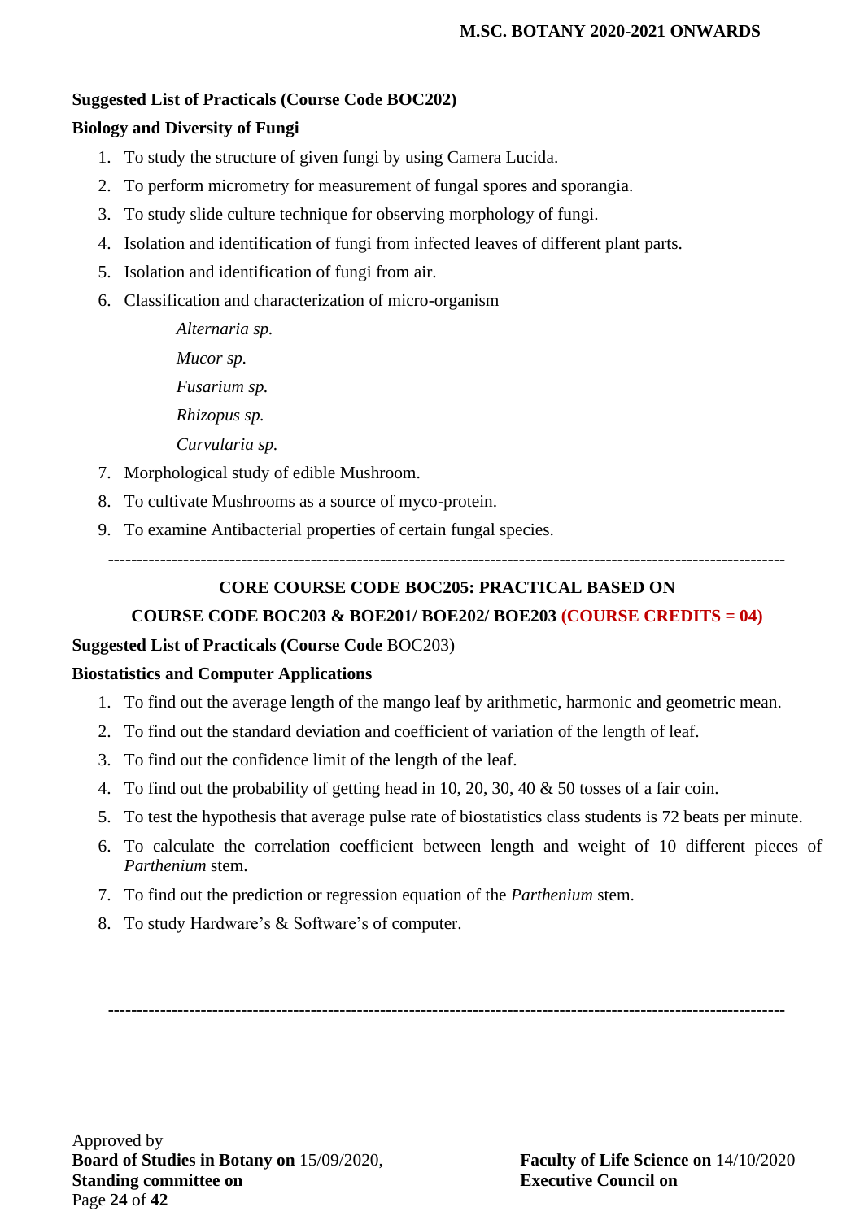**Suggested List of Practicals (Course Code BOC202)**

**Biology and Diversity of Fungi**

1. To study the structure of given fungi by using Camera Lucida.
2. To perform micrometry for measurement of fungal spores and sporangia.
3. To study slide culture technique for observing morphology of fungi.
4. Isolation and identification of fungi from infected leaves of different plant parts.
5. Isolation and identification of fungi from air.
6. Classification and characterization of micro-organism
   - *Alternaria sp.*
   - *Mucor sp.*
   - *Fusarium sp.*
   - *Rhizopus sp.*
   - *Curvularia sp.*
7. Morphological study of edible Mushroom.
8. To cultivate Mushrooms as a source of myco-protein.
9. To examine Antibacterial properties of certain fungal species.

---

## CORE COURSE CODE BOC205: PRACTICAL BASED ON COURSE CODE BOC203 & BOE201/ BOE202/ BOE203 (COURSE CREDITS = 04)

**Suggested List of Practicals (Course Code** BOC203)

**Biostatistics and Computer Applications**

1. To find out the average length of the mango leaf by arithmetic, harmonic and geometric mean.
2. To find out the standard deviation and coefficient of variation of the length of leaf.
3. To find out the confidence limit of the length of the leaf.
4. To find out the probability of getting head in 10, 20, 30, 40 & 50 tosses of a fair coin.
5. To test the hypothesis that average pulse rate of biostatistics class students is 72 beats per minute.
6. To calculate the correlation coefficient between length and weight of 10 different pieces of *Parthenium* stem.
7. To find out the prediction or regression equation of the *Parthenium* stem.
8. To study Hardware's & Software's of computer.

---

Approved by
**Board of Studies in Botany on** 15/09/2020, **Faculty of Life Science on** 14/10/2020
**Standing committee on** **Executive Council on**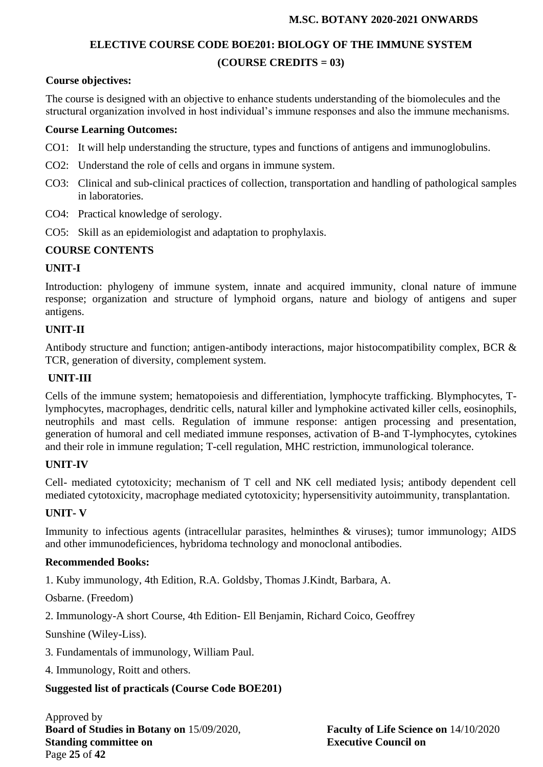## ELECTIVE COURSE CODE BOE201: BIOLOGY OF THE IMMUNE SYSTEM

### (COURSE CREDITS = 03)

**Course objectives:**

The course is designed with an objective to enhance students understanding of the biomolecules and the structural organization involved in host individual's immune responses and also the immune mechanisms.

**Course Learning Outcomes:**

CO1: It will help understanding the structure, types and functions of antigens and immunoglobulins.

CO2: Understand the role of cells and organs in immune system.

CO3: Clinical and sub-clinical practices of collection, transportation and handling of pathological samples in laboratories.

CO4: Practical knowledge of serology.

CO5: Skill as an epidemiologist and adaptation to prophylaxis.

**COURSE CONTENTS**

**UNIT-I**

Introduction: phylogeny of immune system, innate and acquired immunity, clonal nature of immune response; organization and structure of lymphoid organs, nature and biology of antigens and super antigens.

**UNIT-II**

Antibody structure and function; antigen-antibody interactions, major histocompatibility complex, BCR & TCR, generation of diversity, complement system.

**UNIT-III**

Cells of the immune system; hematopoiesis and differentiation, lymphocyte trafficking. Blymphocytes, T-lymphocytes, macrophages, dendritic cells, natural killer and lymphokine activated killer cells, eosinophils, neutrophils and mast cells. Regulation of immune response: antigen processing and presentation, generation of humoral and cell mediated immune responses, activation of B-and T-lymphocytes, cytokines and their role in immune regulation; T-cell regulation, MHC restriction, immunological tolerance.

**UNIT-IV**

Cell- mediated cytotoxicity; mechanism of T cell and NK cell mediated lysis; antibody dependent cell mediated cytotoxicity, macrophage mediated cytotoxicity; hypersensitivity autoimmunity, transplantation.

**UNIT- V**

Immunity to infectious agents (intracellular parasites, helminthes & viruses); tumor immunology; AIDS and other immunodeficiences, hybridoma technology and monoclonal antibodies.

**Recommended Books:**

1. Kuby immunology, 4th Edition, R.A. Goldsby, Thomas J.Kindt, Barbara, A.

Osbarne. (Freedom)

2. Immunology-A short Course, 4th Edition- Ell Benjamin, Richard Coico, Geoffrey

Sunshine (Wiley-Liss).

3. Fundamentals of immunology, William Paul.

4. Immunology, Roitt and others.

**Suggested list of practicals (Course Code BOE201)**

Approved by
**Board of Studies in Botany on** 15/09/2020, **Faculty of Life Science on** 14/10/2020
**Standing committee on** **Executive Council on**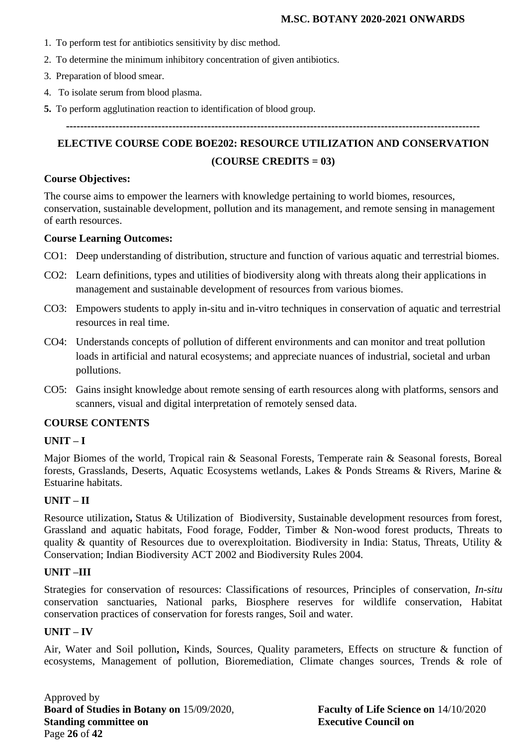1. To perform test for antibiotics sensitivity by disc method.
2. To determine the minimum inhibitory concentration of given antibiotics.
3. Preparation of blood smear.
4. To isolate serum from blood plasma.
5. To perform agglutination reaction to identification of blood group.

---

## ELECTIVE COURSE CODE BOE202: RESOURCE UTILIZATION AND CONSERVATION

## (COURSE CREDITS = 03)

**Course Objectives:**

The course aims to empower the learners with knowledge pertaining to world biomes, resources, conservation, sustainable development, pollution and its management, and remote sensing in management of earth resources.

**Course Learning Outcomes:**

CO1: Deep understanding of distribution, structure and function of various aquatic and terrestrial biomes.

CO2: Learn definitions, types and utilities of biodiversity along with threats along their applications in management and sustainable development of resources from various biomes.

CO3: Empowers students to apply in-situ and in-vitro techniques in conservation of aquatic and terrestrial resources in real time.

CO4: Understands concepts of pollution of different environments and can monitor and treat pollution loads in artificial and natural ecosystems; and appreciate nuances of industrial, societal and urban pollutions.

CO5: Gains insight knowledge about remote sensing of earth resources along with platforms, sensors and scanners, visual and digital interpretation of remotely sensed data.

**COURSE CONTENTS**

**UNIT – I**

Major Biomes of the world, Tropical rain & Seasonal Forests, Temperate rain & Seasonal forests, Boreal forests, Grasslands, Deserts, Aquatic Ecosystems wetlands, Lakes & Ponds Streams & Rivers, Marine & Estuarine habitats.

**UNIT – II**

Resource utilization**,** Status & Utilization of Biodiversity, Sustainable development resources from forest, Grassland and aquatic habitats, Food forage, Fodder, Timber & Non-wood forest products, Threats to quality & quantity of Resources due to overexploitation. Biodiversity in India: Status, Threats, Utility & Conservation; Indian Biodiversity ACT 2002 and Biodiversity Rules 2004.

**UNIT –III**

Strategies for conservation of resources: Classifications of resources, Principles of conservation, *In-situ* conservation sanctuaries, National parks, Biosphere reserves for wildlife conservation, Habitat conservation practices of conservation for forests ranges, Soil and water.

**UNIT – IV**

Air, Water and Soil pollution**,** Kinds, Sources, Quality parameters, Effects on structure & function of ecosystems, Management of pollution, Bioremediation, Climate changes sources, Trends & role of

Approved by
**Board of Studies in Botany on** 15/09/2020, **Faculty of Life Science on** 14/10/2020
**Standing committee on** **Executive Council on**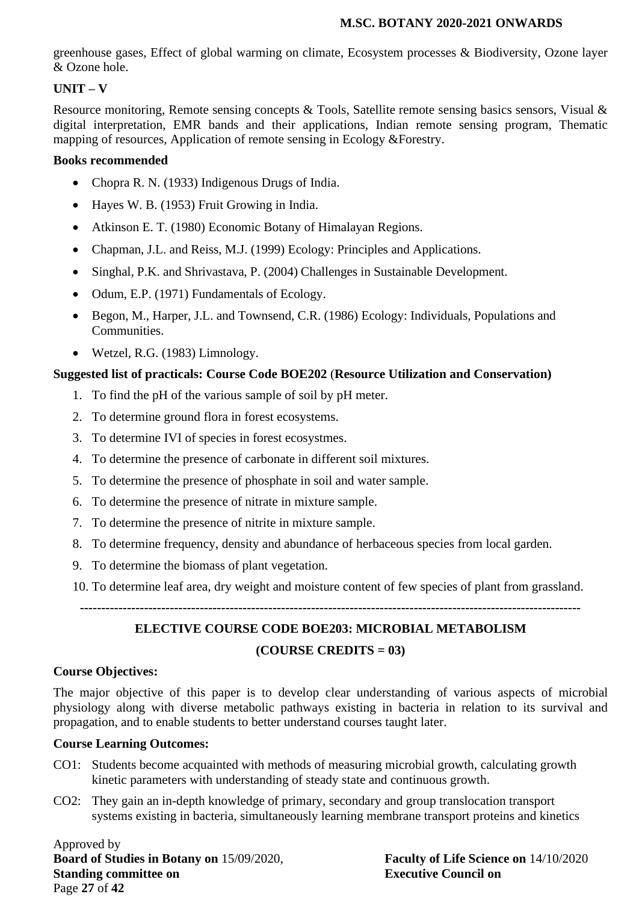greenhouse gases, Effect of global warming on climate, Ecosystem processes & Biodiversity, Ozone layer & Ozone hole.

**UNIT – V**

Resource monitoring, Remote sensing concepts & Tools, Satellite remote sensing basics sensors, Visual & digital interpretation, EMR bands and their applications, Indian remote sensing program, Thematic mapping of resources, Application of remote sensing in Ecology &Forestry.

**Books recommended**

- Chopra R. N. (1933) Indigenous Drugs of India.
- Hayes W. B. (1953) Fruit Growing in India.
- Atkinson E. T. (1980) Economic Botany of Himalayan Regions.
- Chapman, J.L. and Reiss, M.J. (1999) Ecology: Principles and Applications.
- Singhal, P.K. and Shrivastava, P. (2004) Challenges in Sustainable Development.
- Odum, E.P. (1971) Fundamentals of Ecology.
- Begon, M., Harper, J.L. and Townsend, C.R. (1986) Ecology: Individuals, Populations and Communities.
- Wetzel, R.G. (1983) Limnology.

**Suggested list of practicals: Course Code BOE202** (**Resource Utilization and Conservation)**

1. To find the pH of the various sample of soil by pH meter.
2. To determine ground flora in forest ecosystems.
3. To determine IVI of species in forest ecosystmes.
4. To determine the presence of carbonate in different soil mixtures.
5. To determine the presence of phosphate in soil and water sample.
6. To determine the presence of nitrate in mixture sample.
7. To determine the presence of nitrite in mixture sample.
8. To determine frequency, density and abundance of herbaceous species from local garden.
9. To determine the biomass of plant vegetation.
10. To determine leaf area, dry weight and moisture content of few species of plant from grassland.

---

## ELECTIVE COURSE CODE BOE203: MICROBIAL METABOLISM

### (COURSE CREDITS = 03)

**Course Objectives:**

The major objective of this paper is to develop clear understanding of various aspects of microbial physiology along with diverse metabolic pathways existing in bacteria in relation to its survival and propagation, and to enable students to better understand courses taught later.

**Course Learning Outcomes:**

CO1: Students become acquainted with methods of measuring microbial growth, calculating growth kinetic parameters with understanding of steady state and continuous growth.

CO2: They gain an in-depth knowledge of primary, secondary and group translocation transport systems existing in bacteria, simultaneously learning membrane transport proteins and kinetics

Approved by
**Board of Studies in Botany on** 15/09/2020, **Faculty of Life Science on** 14/10/2020
**Standing committee on** **Executive Council on**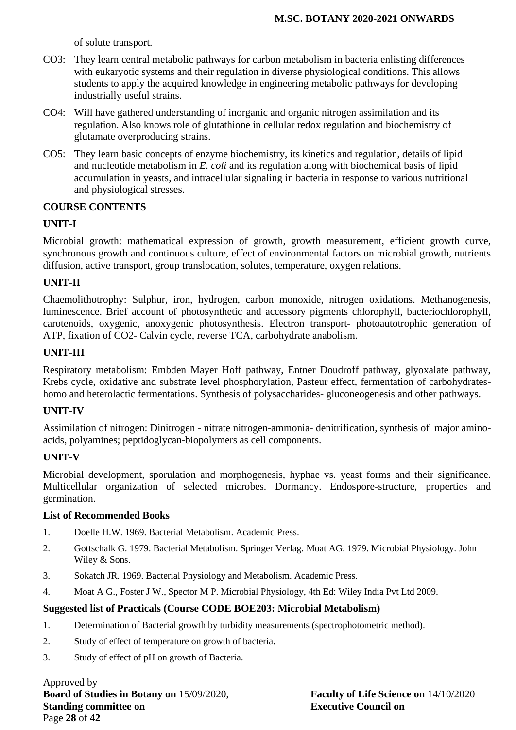of solute transport.

- CO3: They learn central metabolic pathways for carbon metabolism in bacteria enlisting differences with eukaryotic systems and their regulation in diverse physiological conditions. This allows students to apply the acquired knowledge in engineering metabolic pathways for developing industrially useful strains.
- CO4: Will have gathered understanding of inorganic and organic nitrogen assimilation and its regulation. Also knows role of glutathione in cellular redox regulation and biochemistry of glutamate overproducing strains.
- CO5: They learn basic concepts of enzyme biochemistry, its kinetics and regulation, details of lipid and nucleotide metabolism in *E. coli* and its regulation along with biochemical basis of lipid accumulation in yeasts, and intracellular signaling in bacteria in response to various nutritional and physiological stresses.

**COURSE CONTENTS**

**UNIT-I**

Microbial growth: mathematical expression of growth, growth measurement, efficient growth curve, synchronous growth and continuous culture, effect of environmental factors on microbial growth, nutrients diffusion, active transport, group translocation, solutes, temperature, oxygen relations.

**UNIT-II**

Chaemolithotrophy: Sulphur, iron, hydrogen, carbon monoxide, nitrogen oxidations. Methanogenesis, luminescence. Brief account of photosynthetic and accessory pigments chlorophyll, bacteriochlorophyll, carotenoids, oxygenic, anoxygenic photosynthesis. Electron transport- photoautotrophic generation of ATP, fixation of CO2- Calvin cycle, reverse TCA, carbohydrate anabolism.

**UNIT-III**

Respiratory metabolism: Embden Mayer Hoff pathway, Entner Doudroff pathway, glyoxalate pathway, Krebs cycle, oxidative and substrate level phosphorylation, Pasteur effect, fermentation of carbohydrates-homo and heterolactic fermentations. Synthesis of polysaccharides- gluconeogenesis and other pathways.

**UNIT-IV**

Assimilation of nitrogen: Dinitrogen - nitrate nitrogen-ammonia- denitrification, synthesis of major amino-acids, polyamines; peptidoglycan-biopolymers as cell components.

**UNIT-V**

Microbial development, sporulation and morphogenesis, hyphae vs. yeast forms and their significance. Multicellular organization of selected microbes. Dormancy. Endospore-structure, properties and germination.

**List of Recommended Books**

1. Doelle H.W. 1969. Bacterial Metabolism. Academic Press.
2. Gottschalk G. 1979. Bacterial Metabolism. Springer Verlag. Moat AG. 1979. Microbial Physiology. John Wiley & Sons.
3. Sokatch JR. 1969. Bacterial Physiology and Metabolism. Academic Press.
4. Moat A G., Foster J W., Spector M P. Microbial Physiology, 4th Ed: Wiley India Pvt Ltd 2009.

**Suggested list of Practicals (Course CODE BOE203: Microbial Metabolism)**

1. Determination of Bacterial growth by turbidity measurements (spectrophotometric method).
2. Study of effect of temperature on growth of bacteria.
3. Study of effect of pH on growth of Bacteria.

Approved by
**Board of Studies in Botany on** 15/09/2020, **Faculty of Life Science on** 14/10/2020
**Standing committee on** **Executive Council on**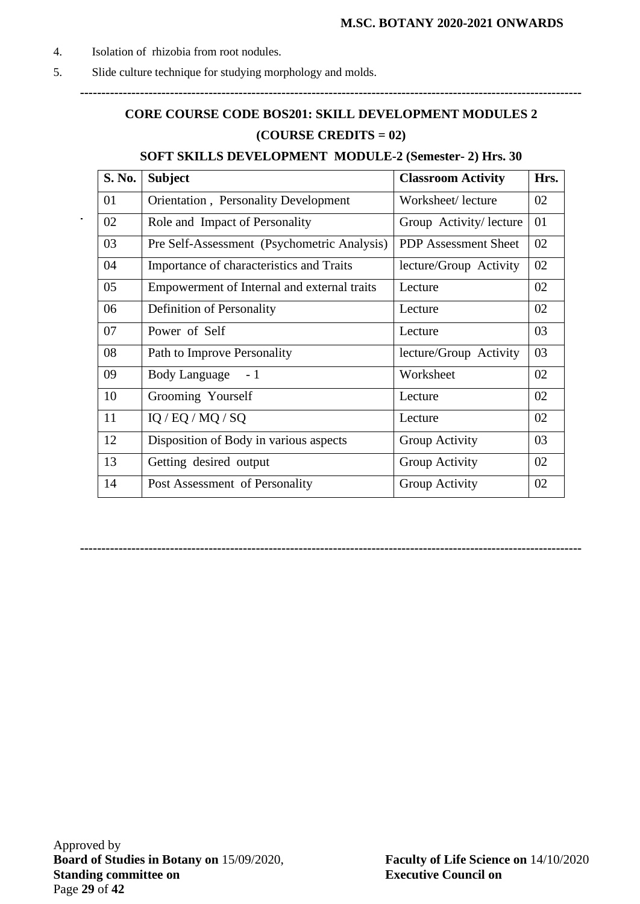4. Isolation of rhizobia from root nodules.
5. Slide culture technique for studying morphology and molds.

---

## CORE COURSE CODE BOS201: SKILL DEVELOPMENT MODULES 2

### (COURSE CREDITS = 02)

### SOFT SKILLS DEVELOPMENT MODULE-2 (Semester- 2) Hrs. 30

| S. No. | Subject | Classroom Activity | Hrs. |
|---|---|---|---|
| 01 | Orientation , Personality Development | Worksheet/ lecture | 02 |
| 02 | Role and Impact of Personality | Group Activity/ lecture | 01 |
| 03 | Pre Self-Assessment (Psychometric Analysis) | PDP Assessment Sheet | 02 |
| 04 | Importance of characteristics and Traits | lecture/Group Activity | 02 |
| 05 | Empowerment of Internal and external traits | Lecture | 02 |
| 06 | Definition of Personality | Lecture | 02 |
| 07 | Power of Self | Lecture | 03 |
| 08 | Path to Improve Personality | lecture/Group Activity | 03 |
| 09 | Body Language - 1 | Worksheet | 02 |
| 10 | Grooming Yourself | Lecture | 02 |
| 11 | IQ / EQ / MQ / SQ | Lecture | 02 |
| 12 | Disposition of Body in various aspects | Group Activity | 03 |
| 13 | Getting desired output | Group Activity | 02 |
| 14 | Post Assessment of Personality | Group Activity | 02 |

---

Approved by
**Board of Studies in Botany on** 15/09/2020, **Faculty of Life Science on** 14/10/2020
**Standing committee on** **Executive Council on**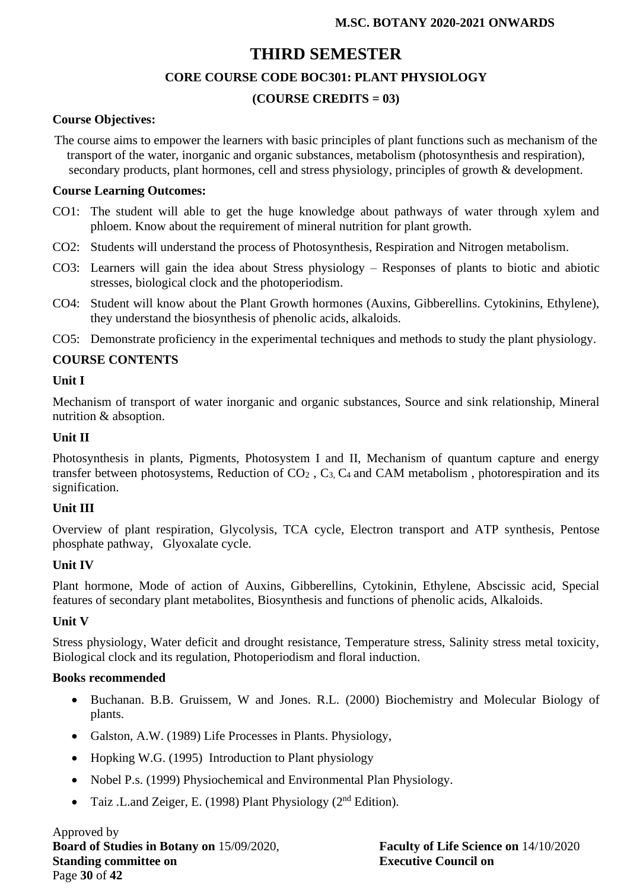# THIRD SEMESTER

## CORE COURSE CODE BOC301: PLANT PHYSIOLOGY

## (COURSE CREDITS = 03)

**Course Objectives:**

The course aims to empower the learners with basic principles of plant functions such as mechanism of the transport of the water, inorganic and organic substances, metabolism (photosynthesis and respiration), secondary products, plant hormones, cell and stress physiology, principles of growth & development.

**Course Learning Outcomes:**

- CO1: The student will able to get the huge knowledge about pathways of water through xylem and phloem. Know about the requirement of mineral nutrition for plant growth.
- CO2: Students will understand the process of Photosynthesis, Respiration and Nitrogen metabolism.
- CO3: Learners will gain the idea about Stress physiology – Responses of plants to biotic and abiotic stresses, biological clock and the photoperiodism.
- CO4: Student will know about the Plant Growth hormones (Auxins, Gibberellins. Cytokinins, Ethylene), they understand the biosynthesis of phenolic acids, alkaloids.
- CO5: Demonstrate proficiency in the experimental techniques and methods to study the plant physiology.

**COURSE CONTENTS**

**Unit I**

Mechanism of transport of water inorganic and organic substances, Source and sink relationship, Mineral nutrition & absoption.

**Unit II**

Photosynthesis in plants, Pigments, Photosystem I and II, Mechanism of quantum capture and energy transfer between photosystems, Reduction of $CO_2$ , $C_3$, $C_4$ and CAM metabolism , photorespiration and its signification.

**Unit III**

Overview of plant respiration, Glycolysis, TCA cycle, Electron transport and ATP synthesis, Pentose phosphate pathway, Glyoxalate cycle.

**Unit IV**

Plant hormone, Mode of action of Auxins, Gibberellins, Cytokinin, Ethylene, Abscissic acid, Special features of secondary plant metabolites, Biosynthesis and functions of phenolic acids, Alkaloids.

**Unit V**

Stress physiology, Water deficit and drought resistance, Temperature stress, Salinity stress metal toxicity, Biological clock and its regulation, Photoperiodism and floral induction.

**Books recommended**

- Buchanan. B.B. Gruissem, W and Jones. R.L. (2000) Biochemistry and Molecular Biology of plants.
- Galston, A.W. (1989) Life Processes in Plants. Physiology,
- Hopking W.G. (1995) Introduction to Plant physiology
- Nobel P.s. (1999) Physiochemical and Environmental Plan Physiology.
- Taiz .L.and Zeiger, E. (1998) Plant Physiology (2nd Edition).

Approved by
**Board of Studies in Botany on** 15/09/2020, **Faculty of Life Science on** 14/10/2020
**Standing committee on** **Executive Council on**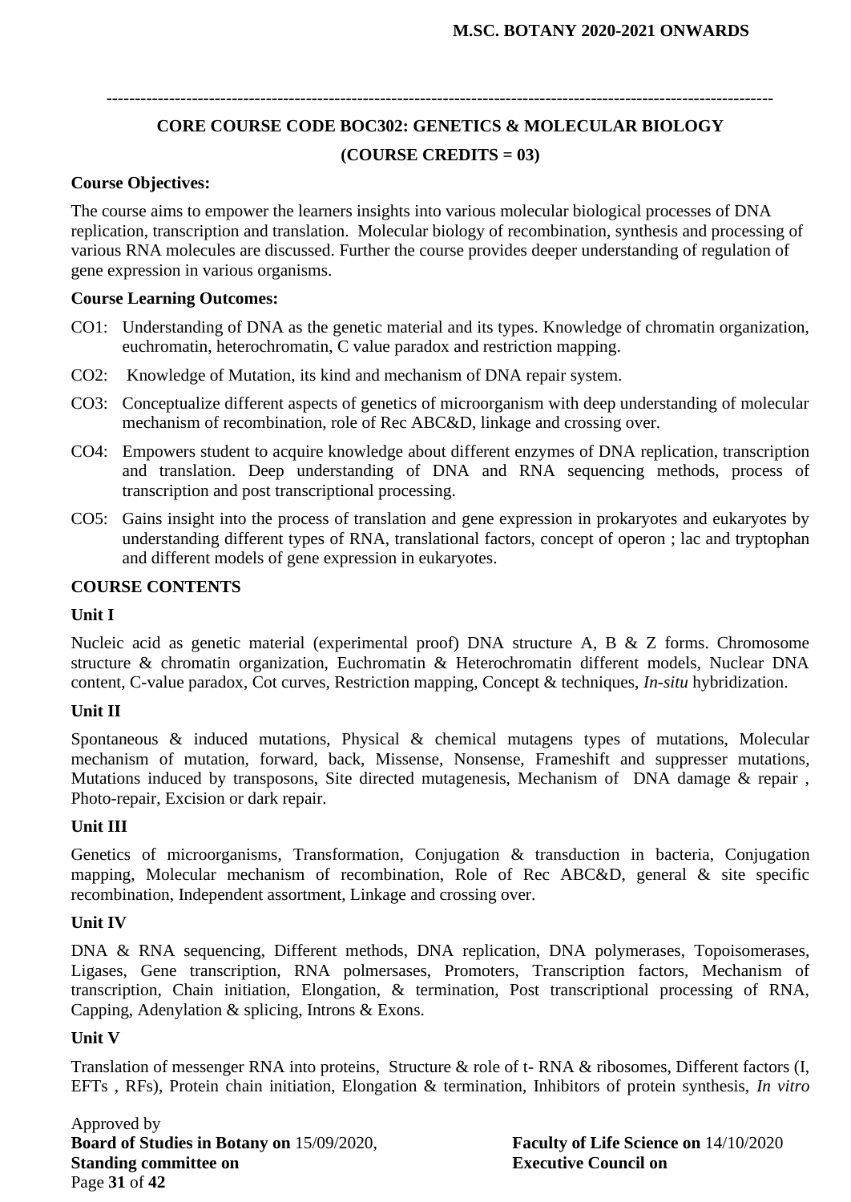## CORE COURSE CODE BOC302: GENETICS & MOLECULAR BIOLOGY

**(COURSE CREDITS = 03)**

**Course Objectives:**

The course aims to empower the learners insights into various molecular biological processes of DNA replication, transcription and translation. Molecular biology of recombination, synthesis and processing of various RNA molecules are discussed. Further the course provides deeper understanding of regulation of gene expression in various organisms.

**Course Learning Outcomes:**

- CO1: Understanding of DNA as the genetic material and its types. Knowledge of chromatin organization, euchromatin, heterochromatin, C value paradox and restriction mapping.
- CO2: Knowledge of Mutation, its kind and mechanism of DNA repair system.
- CO3: Conceptualize different aspects of genetics of microorganism with deep understanding of molecular mechanism of recombination, role of Rec ABC&D, linkage and crossing over.
- CO4: Empowers student to acquire knowledge about different enzymes of DNA replication, transcription and translation. Deep understanding of DNA and RNA sequencing methods, process of transcription and post transcriptional processing.
- CO5: Gains insight into the process of translation and gene expression in prokaryotes and eukaryotes by understanding different types of RNA, translational factors, concept of operon ; lac and tryptophan and different models of gene expression in eukaryotes.

**COURSE CONTENTS**

**Unit I**

Nucleic acid as genetic material (experimental proof) DNA structure A, B & Z forms. Chromosome structure & chromatin organization, Euchromatin & Heterochromatin different models, Nuclear DNA content, C-value paradox, Cot curves, Restriction mapping, Concept & techniques, *In-situ* hybridization.

**Unit II**

Spontaneous & induced mutations, Physical & chemical mutagens types of mutations, Molecular mechanism of mutation, forward, back, Missense, Nonsense, Frameshift and suppresser mutations, Mutations induced by transposons, Site directed mutagenesis, Mechanism of DNA damage & repair , Photo-repair, Excision or dark repair.

**Unit III**

Genetics of microorganisms, Transformation, Conjugation & transduction in bacteria, Conjugation mapping, Molecular mechanism of recombination, Role of Rec ABC&D, general & site specific recombination, Independent assortment, Linkage and crossing over.

**Unit IV**

DNA & RNA sequencing, Different methods, DNA replication, DNA polymerases, Topoisomerases, Ligases, Gene transcription, RNA polmersases, Promoters, Transcription factors, Mechanism of transcription, Chain initiation, Elongation, & termination, Post transcriptional processing of RNA, Capping, Adenylation & splicing, Introns & Exons.

**Unit V**

Translation of messenger RNA into proteins, Structure & role of t- RNA & ribosomes, Different factors (I, EFTs , RFs), Protein chain initiation, Elongation & termination, Inhibitors of protein synthesis, *In vitro*

Approved by
**Board of Studies in Botany on** 15/09/2020, **Faculty of Life Science on** 14/10/2020
**Standing committee on** **Executive Council on**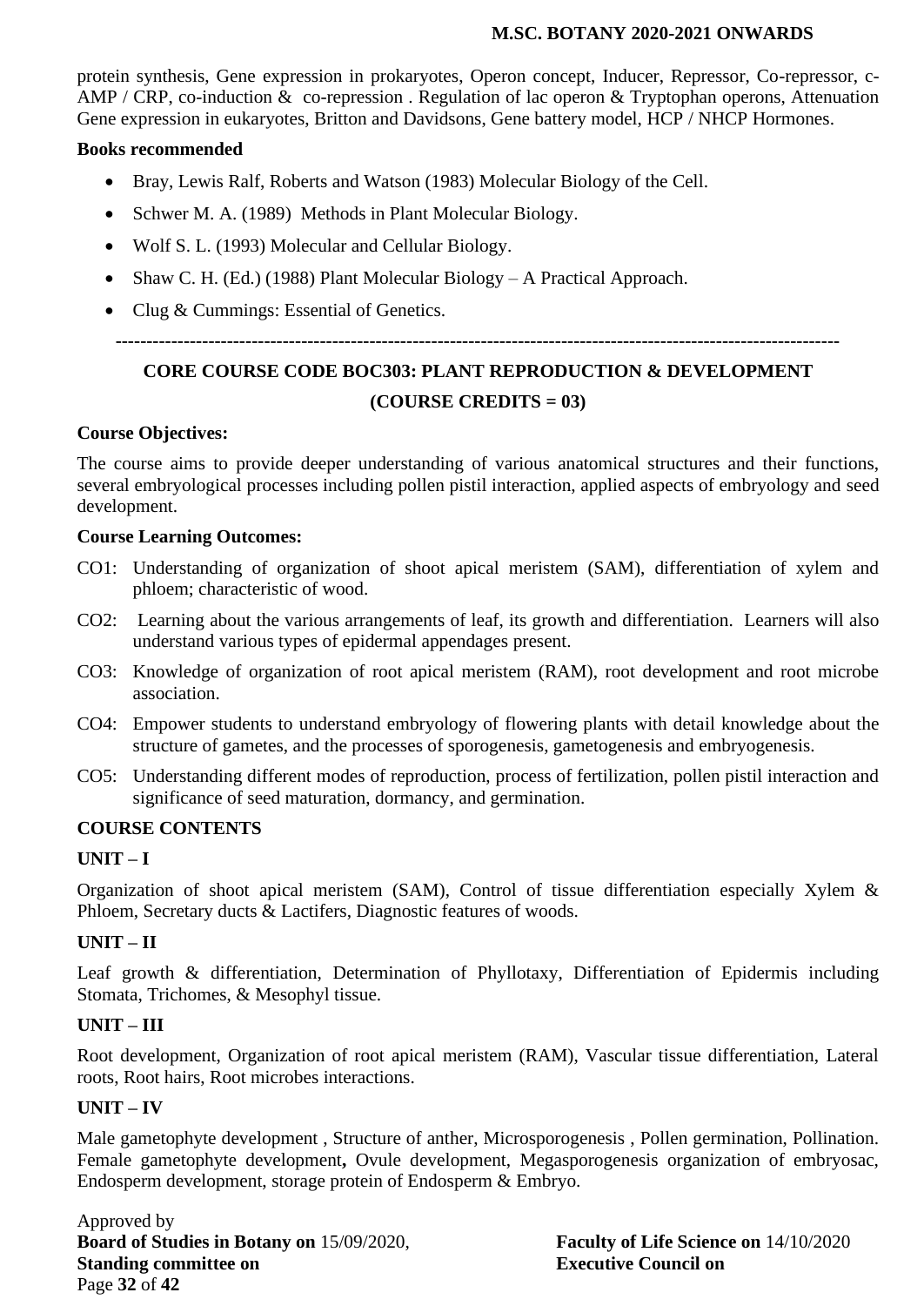protein synthesis, Gene expression in prokaryotes, Operon concept, Inducer, Repressor, Co-repressor, c-AMP / CRP, co-induction & co-repression . Regulation of lac operon & Tryptophan operons, Attenuation Gene expression in eukaryotes, Britton and Davidsons, Gene battery model, HCP / NHCP Hormones.

**Books recommended**

- Bray, Lewis Ralf, Roberts and Watson (1983) Molecular Biology of the Cell.
- Schwer M. A. (1989) Methods in Plant Molecular Biology.
- Wolf S. L. (1993) Molecular and Cellular Biology.
- Shaw C. H. (Ed.) (1988) Plant Molecular Biology – A Practical Approach.
- Clug & Cummings: Essential of Genetics.

---

## CORE COURSE CODE BOC303: PLANT REPRODUCTION & DEVELOPMENT

### (COURSE CREDITS = 03)

**Course Objectives:**

The course aims to provide deeper understanding of various anatomical structures and their functions, several embryological processes including pollen pistil interaction, applied aspects of embryology and seed development.

**Course Learning Outcomes:**

CO1: Understanding of organization of shoot apical meristem (SAM), differentiation of xylem and phloem; characteristic of wood.

CO2: Learning about the various arrangements of leaf, its growth and differentiation. Learners will also understand various types of epidermal appendages present.

CO3: Knowledge of organization of root apical meristem (RAM), root development and root microbe association.

CO4: Empower students to understand embryology of flowering plants with detail knowledge about the structure of gametes, and the processes of sporogenesis, gametogenesis and embryogenesis.

CO5: Understanding different modes of reproduction, process of fertilization, pollen pistil interaction and significance of seed maturation, dormancy, and germination.

**COURSE CONTENTS**

**UNIT – I**

Organization of shoot apical meristem (SAM), Control of tissue differentiation especially Xylem & Phloem, Secretary ducts & Lactifers, Diagnostic features of woods.

**UNIT – II**

Leaf growth & differentiation, Determination of Phyllotaxy, Differentiation of Epidermis including Stomata, Trichomes, & Mesophyl tissue.

**UNIT – III**

Root development, Organization of root apical meristem (RAM), Vascular tissue differentiation, Lateral roots, Root hairs, Root microbes interactions.

**UNIT – IV**

Male gametophyte development , Structure of anther, Microsporogenesis , Pollen germination, Pollination. Female gametophyte development**,** Ovule development, Megasporogenesis organization of embryosac, Endosperm development, storage protein of Endosperm & Embryo.

Approved by
**Board of Studies in Botany on** 15/09/2020, **Faculty of Life Science on** 14/10/2020
**Standing committee on** **Executive Council on**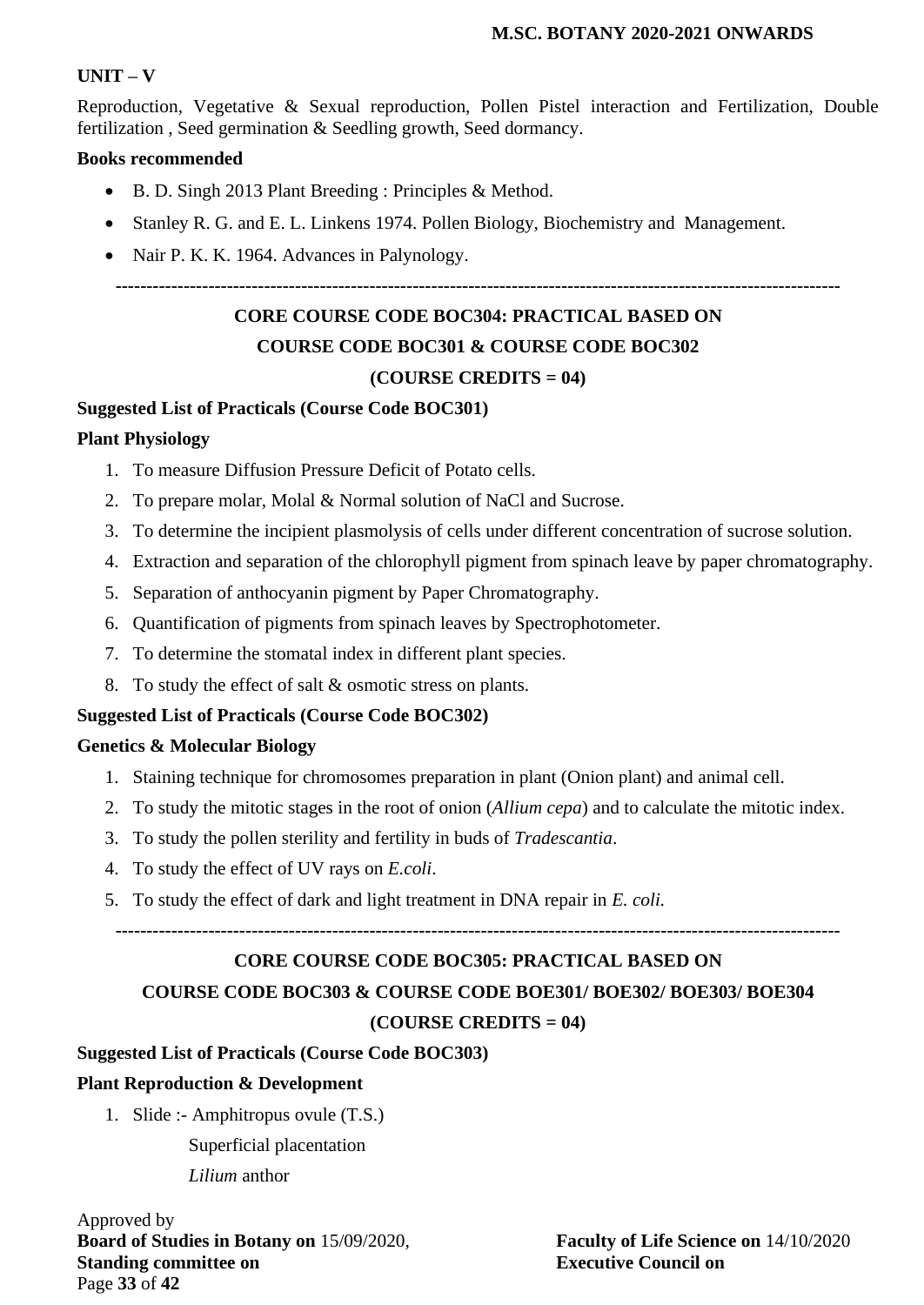**UNIT – V**

Reproduction, Vegetative & Sexual reproduction, Pollen Pistel interaction and Fertilization, Double fertilization , Seed germination & Seedling growth, Seed dormancy.

**Books recommended**

- B. D. Singh 2013 Plant Breeding : Principles & Method.
- Stanley R. G. and E. L. Linkens 1974. Pollen Biology, Biochemistry and Management.
- Nair P. K. K. 1964. Advances in Palynology.

---

## CORE COURSE CODE BOC304: PRACTICAL BASED ON COURSE CODE BOC301 & COURSE CODE BOC302

## (COURSE CREDITS = 04)

**Suggested List of Practicals (Course Code BOC301)**

**Plant Physiology**

1. To measure Diffusion Pressure Deficit of Potato cells.
2. To prepare molar, Molal & Normal solution of NaCl and Sucrose.
3. To determine the incipient plasmolysis of cells under different concentration of sucrose solution.
4. Extraction and separation of the chlorophyll pigment from spinach leave by paper chromatography.
5. Separation of anthocyanin pigment by Paper Chromatography.
6. Quantification of pigments from spinach leaves by Spectrophotometer.
7. To determine the stomatal index in different plant species.
8. To study the effect of salt & osmotic stress on plants.

**Suggested List of Practicals (Course Code BOC302)**

**Genetics & Molecular Biology**

1. Staining technique for chromosomes preparation in plant (Onion plant) and animal cell.
2. To study the mitotic stages in the root of onion (*Allium cepa*) and to calculate the mitotic index.
3. To study the pollen sterility and fertility in buds of *Tradescantia*.
4. To study the effect of UV rays on *E.coli*.
5. To study the effect of dark and light treatment in DNA repair in *E. coli.*

---

## CORE COURSE CODE BOC305: PRACTICAL BASED ON COURSE CODE BOC303 & COURSE CODE BOE301/ BOE302/ BOE303/ BOE304

## (COURSE CREDITS = 04)

**Suggested List of Practicals (Course Code BOC303)**

**Plant Reproduction & Development**

1. Slide :- Amphitropus ovule (T.S.)
   Superficial placentation
   *Lilium* anthor

Approved by
**Board of Studies in Botany on** 15/09/2020, **Faculty of Life Science on** 14/10/2020
**Standing committee on** **Executive Council on**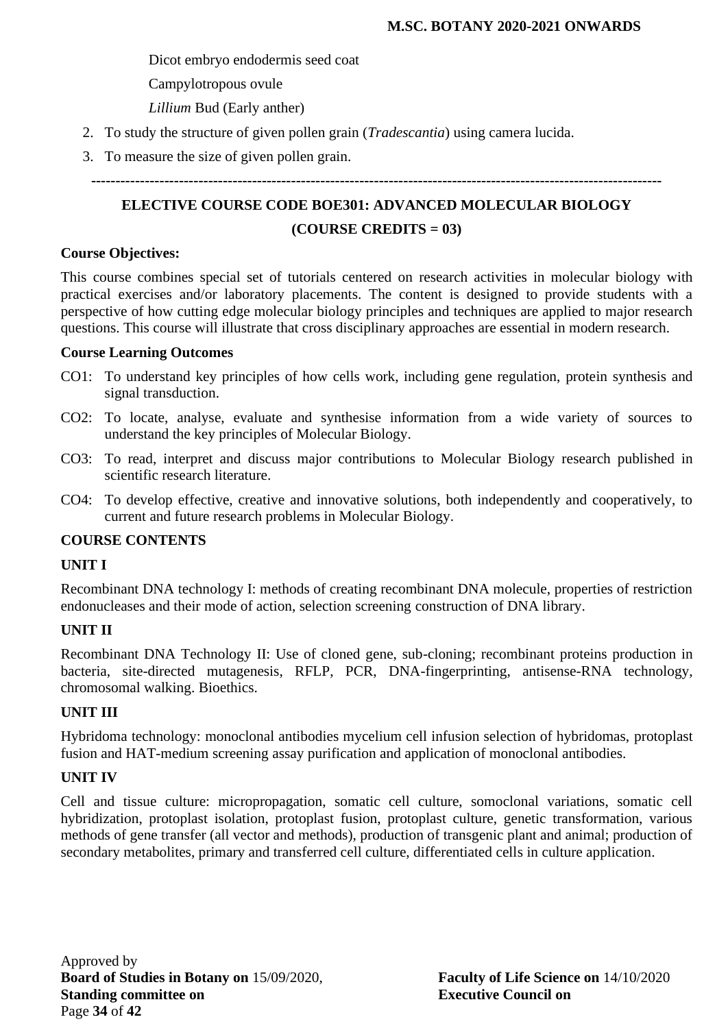Dicot embryo endodermis seed coat

Campylotropous ovule

*Lillium* Bud (Early anther)

2. To study the structure of given pollen grain (*Tradescantia*) using camera lucida.
3. To measure the size of given pollen grain.

---

## ELECTIVE COURSE CODE BOE301: ADVANCED MOLECULAR BIOLOGY

## (COURSE CREDITS = 03)

**Course Objectives:**

This course combines special set of tutorials centered on research activities in molecular biology with practical exercises and/or laboratory placements. The content is designed to provide students with a perspective of how cutting edge molecular biology principles and techniques are applied to major research questions. This course will illustrate that cross disciplinary approaches are essential in modern research.

**Course Learning Outcomes**

CO1: To understand key principles of how cells work, including gene regulation, protein synthesis and signal transduction.

CO2: To locate, analyse, evaluate and synthesise information from a wide variety of sources to understand the key principles of Molecular Biology.

CO3: To read, interpret and discuss major contributions to Molecular Biology research published in scientific research literature.

CO4: To develop effective, creative and innovative solutions, both independently and cooperatively, to current and future research problems in Molecular Biology.

**COURSE CONTENTS**

**UNIT I**

Recombinant DNA technology I: methods of creating recombinant DNA molecule, properties of restriction endonucleases and their mode of action, selection screening construction of DNA library.

**UNIT II**

Recombinant DNA Technology II: Use of cloned gene, sub-cloning; recombinant proteins production in bacteria, site-directed mutagenesis, RFLP, PCR, DNA-fingerprinting, antisense-RNA technology, chromosomal walking. Bioethics.

**UNIT III**

Hybridoma technology: monoclonal antibodies mycelium cell infusion selection of hybridomas, protoplast fusion and HAT-medium screening assay purification and application of monoclonal antibodies.

**UNIT IV**

Cell and tissue culture: micropropagation, somatic cell culture, somoclonal variations, somatic cell hybridization, protoplast isolation, protoplast fusion, protoplast culture, genetic transformation, various methods of gene transfer (all vector and methods), production of transgenic plant and animal; production of secondary metabolites, primary and transferred cell culture, differentiated cells in culture application.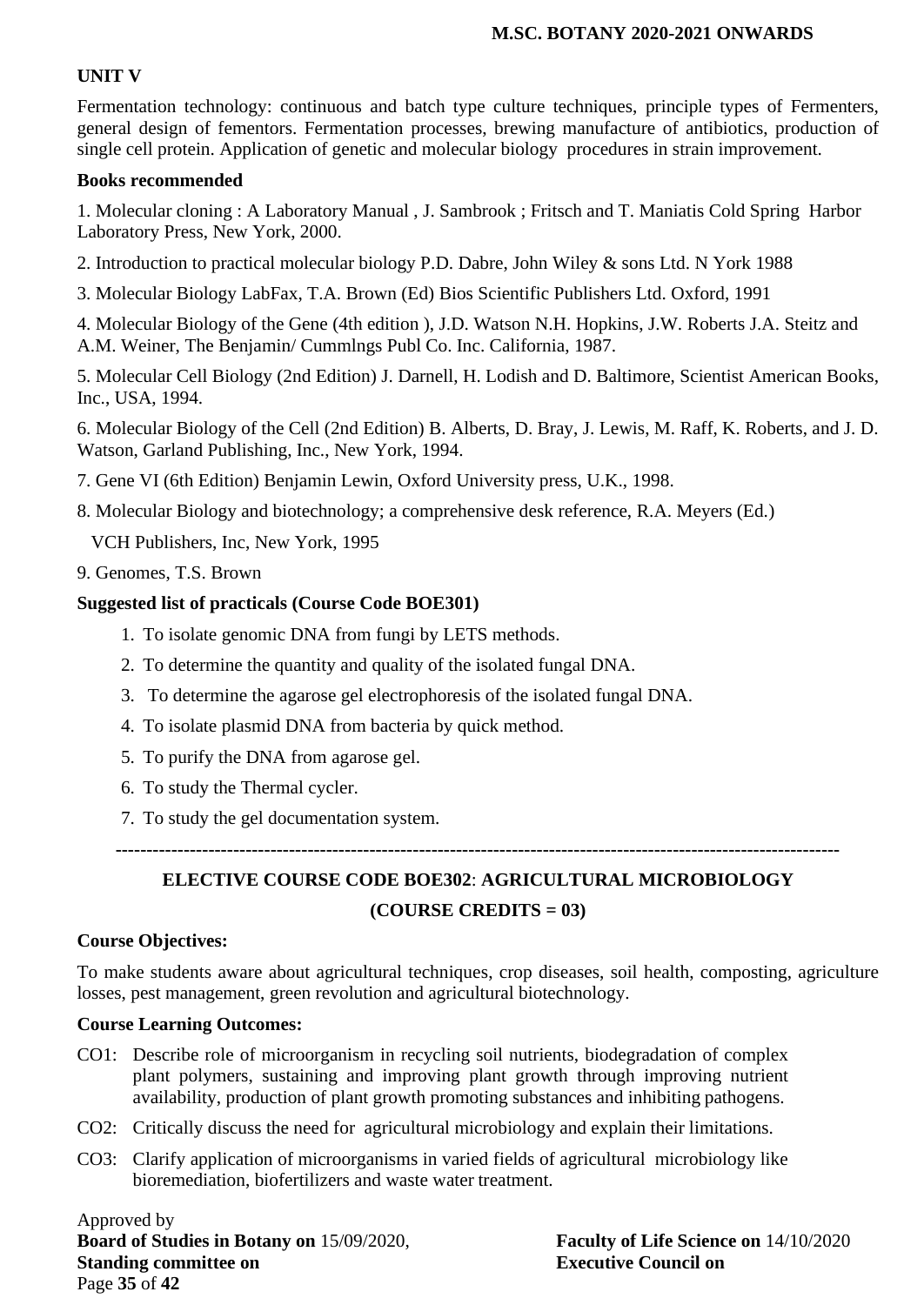## UNIT V

Fermentation technology: continuous and batch type culture techniques, principle types of Fermenters, general design of fementors. Fermentation processes, brewing manufacture of antibiotics, production of single cell protein. Application of genetic and molecular biology procedures in strain improvement.

**Books recommended**

1. Molecular cloning : A Laboratory Manual , J. Sambrook ; Fritsch and T. Maniatis Cold Spring Harbor Laboratory Press, New York, 2000.

2. Introduction to practical molecular biology P.D. Dabre, John Wiley & sons Ltd. N York 1988

3. Molecular Biology LabFax, T.A. Brown (Ed) Bios Scientific Publishers Ltd. Oxford, 1991

4. Molecular Biology of the Gene (4th edition ), J.D. Watson N.H. Hopkins, J.W. Roberts J.A. Steitz and A.M. Weiner, The Benjamin/ Cummlngs Publ Co. Inc. California, 1987.

5. Molecular Cell Biology (2nd Edition) J. Darnell, H. Lodish and D. Baltimore, Scientist American Books, Inc., USA, 1994.

6. Molecular Biology of the Cell (2nd Edition) B. Alberts, D. Bray, J. Lewis, M. Raff, K. Roberts, and J. D. Watson, Garland Publishing, Inc., New York, 1994.

7. Gene VI (6th Edition) Benjamin Lewin, Oxford University press, U.K., 1998.

8. Molecular Biology and biotechnology; a comprehensive desk reference, R.A. Meyers (Ed.)
VCH Publishers, Inc, New York, 1995

9. Genomes, T.S. Brown

**Suggested list of practicals (Course Code BOE301)**

1. To isolate genomic DNA from fungi by LETS methods.
2. To determine the quantity and quality of the isolated fungal DNA.
3. To determine the agarose gel electrophoresis of the isolated fungal DNA.
4. To isolate plasmid DNA from bacteria by quick method.
5. To purify the DNA from agarose gel.
6. To study the Thermal cycler.
7. To study the gel documentation system.

---

## ELECTIVE COURSE CODE BOE302: AGRICULTURAL MICROBIOLOGY

## (COURSE CREDITS = 03)

**Course Objectives:**

To make students aware about agricultural techniques, crop diseases, soil health, composting, agriculture losses, pest management, green revolution and agricultural biotechnology.

**Course Learning Outcomes:**

CO1: Describe role of microorganism in recycling soil nutrients, biodegradation of complex plant polymers, sustaining and improving plant growth through improving nutrient availability, production of plant growth promoting substances and inhibiting pathogens.

CO2: Critically discuss the need for agricultural microbiology and explain their limitations.

CO3: Clarify application of microorganisms in varied fields of agricultural microbiology like bioremediation, biofertilizers and waste water treatment.

Approved by
**Board of Studies in Botany on** 15/09/2020, **Faculty of Life Science on** 14/10/2020
**Standing committee on** **Executive Council on**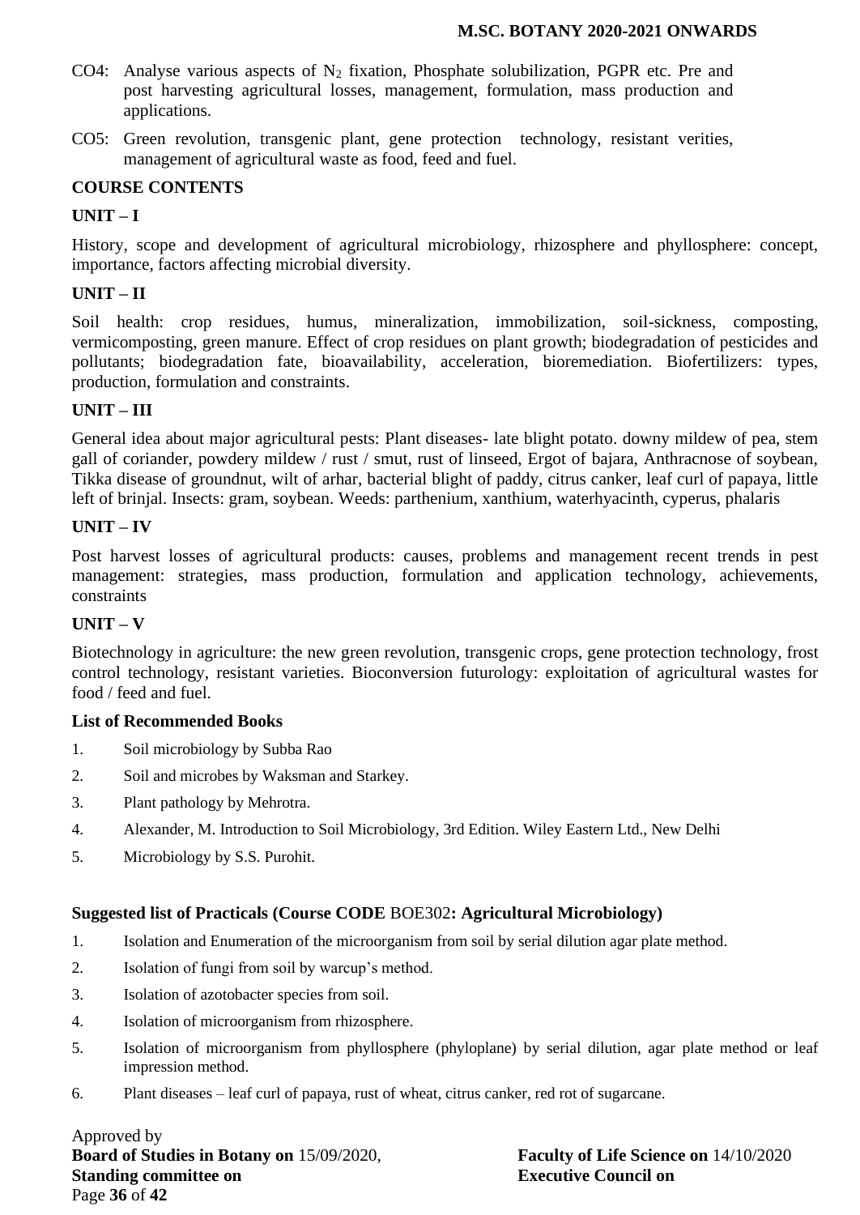CO4: Analyse various aspects of $N_2$ fixation, Phosphate solubilization, PGPR etc. Pre and post harvesting agricultural losses, management, formulation, mass production and applications.

CO5: Green revolution, transgenic plant, gene protection technology, resistant verities, management of agricultural waste as food, feed and fuel.

### COURSE CONTENTS

### UNIT – I

History, scope and development of agricultural microbiology, rhizosphere and phyllosphere: concept, importance, factors affecting microbial diversity.

### UNIT – II

Soil health: crop residues, humus, mineralization, immobilization, soil-sickness, composting, vermicomposting, green manure. Effect of crop residues on plant growth; biodegradation of pesticides and pollutants; biodegradation fate, bioavailability, acceleration, bioremediation. Biofertilizers: types, production, formulation and constraints.

### UNIT – III

General idea about major agricultural pests: Plant diseases- late blight potato. downy mildew of pea, stem gall of coriander, powdery mildew / rust / smut, rust of linseed, Ergot of bajara, Anthracnose of soybean, Tikka disease of groundnut, wilt of arhar, bacterial blight of paddy, citrus canker, leaf curl of papaya, little left of brinjal. Insects: gram, soybean. Weeds: parthenium, xanthium, waterhyacinth, cyperus, phalaris

### UNIT – IV

Post harvest losses of agricultural products: causes, problems and management recent trends in pest management: strategies, mass production, formulation and application technology, achievements, constraints

### UNIT – V

Biotechnology in agriculture: the new green revolution, transgenic crops, gene protection technology, frost control technology, resistant varieties. Bioconversion futurology: exploitation of agricultural wastes for food / feed and fuel.

**List of Recommended Books**

1. Soil microbiology by Subba Rao
2. Soil and microbes by Waksman and Starkey.
3. Plant pathology by Mehrotra.
4. Alexander, M. Introduction to Soil Microbiology, 3rd Edition. Wiley Eastern Ltd., New Delhi
5. Microbiology by S.S. Purohit.

**Suggested list of Practicals (Course CODE** BOE302**: Agricultural Microbiology)**

1. Isolation and Enumeration of the microorganism from soil by serial dilution agar plate method.
2. Isolation of fungi from soil by warcup's method.
3. Isolation of azotobacter species from soil.
4. Isolation of microorganism from rhizosphere.
5. Isolation of microorganism from phyllosphere (phyloplane) by serial dilution, agar plate method or leaf impression method.
6. Plant diseases – leaf curl of papaya, rust of wheat, citrus canker, red rot of sugarcane.

Approved by
**Board of Studies in Botany on** 15/09/2020, **Faculty of Life Science on** 14/10/2020
**Standing committee on** **Executive Council on**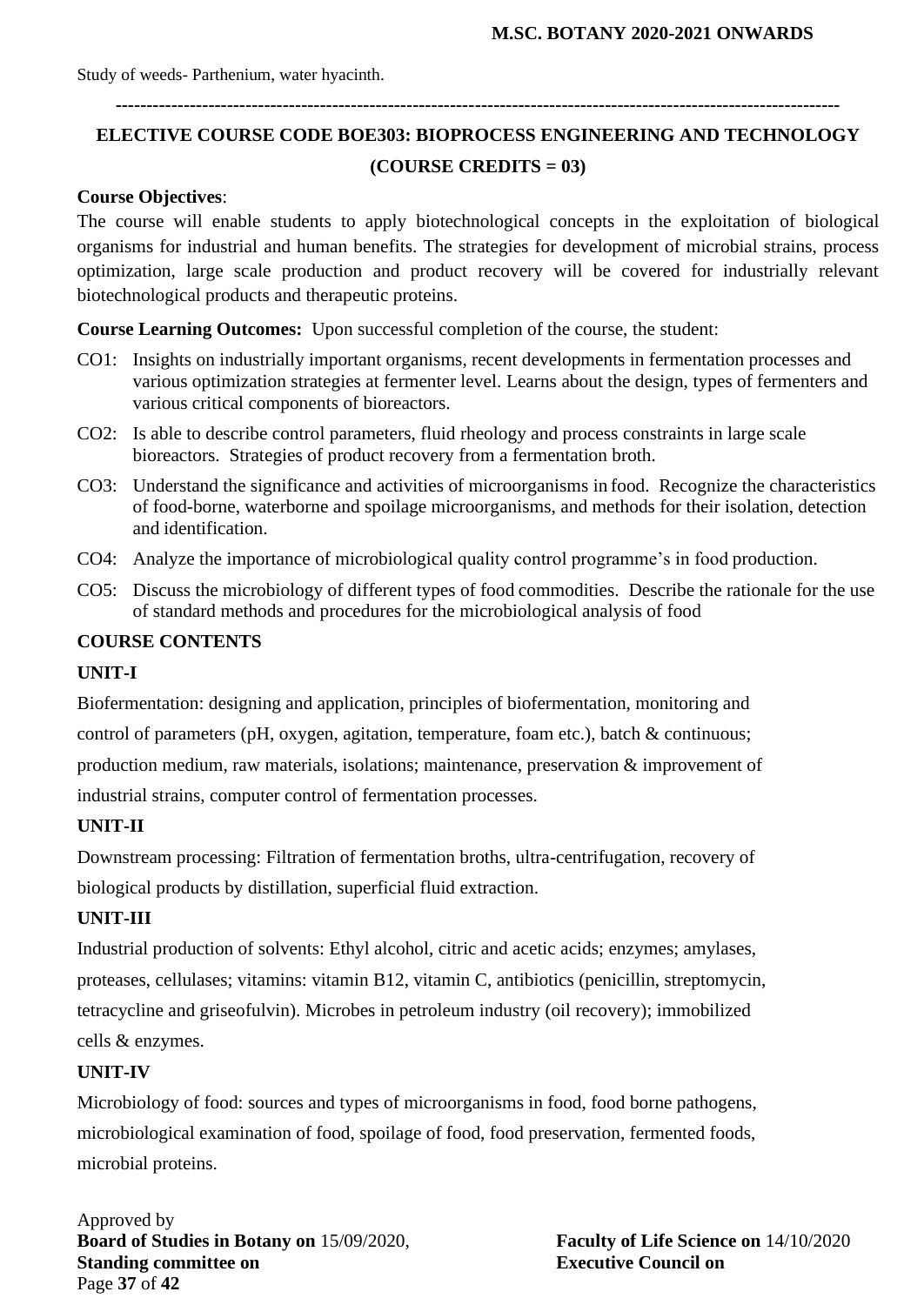Study of weeds- Parthenium, water hyacinth.

---

## ELECTIVE COURSE CODE BOE303: BIOPROCESS ENGINEERING AND TECHNOLOGY

### (COURSE CREDITS = 03)

**Course Objectives**:

The course will enable students to apply biotechnological concepts in the exploitation of biological organisms for industrial and human benefits. The strategies for development of microbial strains, process optimization, large scale production and product recovery will be covered for industrially relevant biotechnological products and therapeutic proteins.

**Course Learning Outcomes:** Upon successful completion of the course, the student:

- CO1: Insights on industrially important organisms, recent developments in fermentation processes and various optimization strategies at fermenter level. Learns about the design, types of fermenters and various critical components of bioreactors.
- CO2: Is able to describe control parameters, fluid rheology and process constraints in large scale bioreactors. Strategies of product recovery from a fermentation broth.
- CO3: Understand the significance and activities of microorganisms in food. Recognize the characteristics of food-borne, waterborne and spoilage microorganisms, and methods for their isolation, detection and identification.
- CO4: Analyze the importance of microbiological quality control programme's in food production.
- CO5: Discuss the microbiology of different types of food commodities. Describe the rationale for the use of standard methods and procedures for the microbiological analysis of food

**COURSE CONTENTS**

**UNIT-I**

Biofermentation: designing and application, principles of biofermentation, monitoring and control of parameters (pH, oxygen, agitation, temperature, foam etc.), batch & continuous; production medium, raw materials, isolations; maintenance, preservation & improvement of industrial strains, computer control of fermentation processes.

**UNIT-II**

Downstream processing: Filtration of fermentation broths, ultra-centrifugation, recovery of biological products by distillation, superficial fluid extraction.

**UNIT-III**

Industrial production of solvents: Ethyl alcohol, citric and acetic acids; enzymes; amylases, proteases, cellulases; vitamins: vitamin B12, vitamin C, antibiotics (penicillin, streptomycin, tetracycline and griseofulvin). Microbes in petroleum industry (oil recovery); immobilized cells & enzymes.

**UNIT-IV**

Microbiology of food: sources and types of microorganisms in food, food borne pathogens, microbiological examination of food, spoilage of food, food preservation, fermented foods, microbial proteins.

Approved by
**Board of Studies in Botany on** 15/09/2020, **Faculty of Life Science on** 14/10/2020
**Standing committee on** **Executive Council on**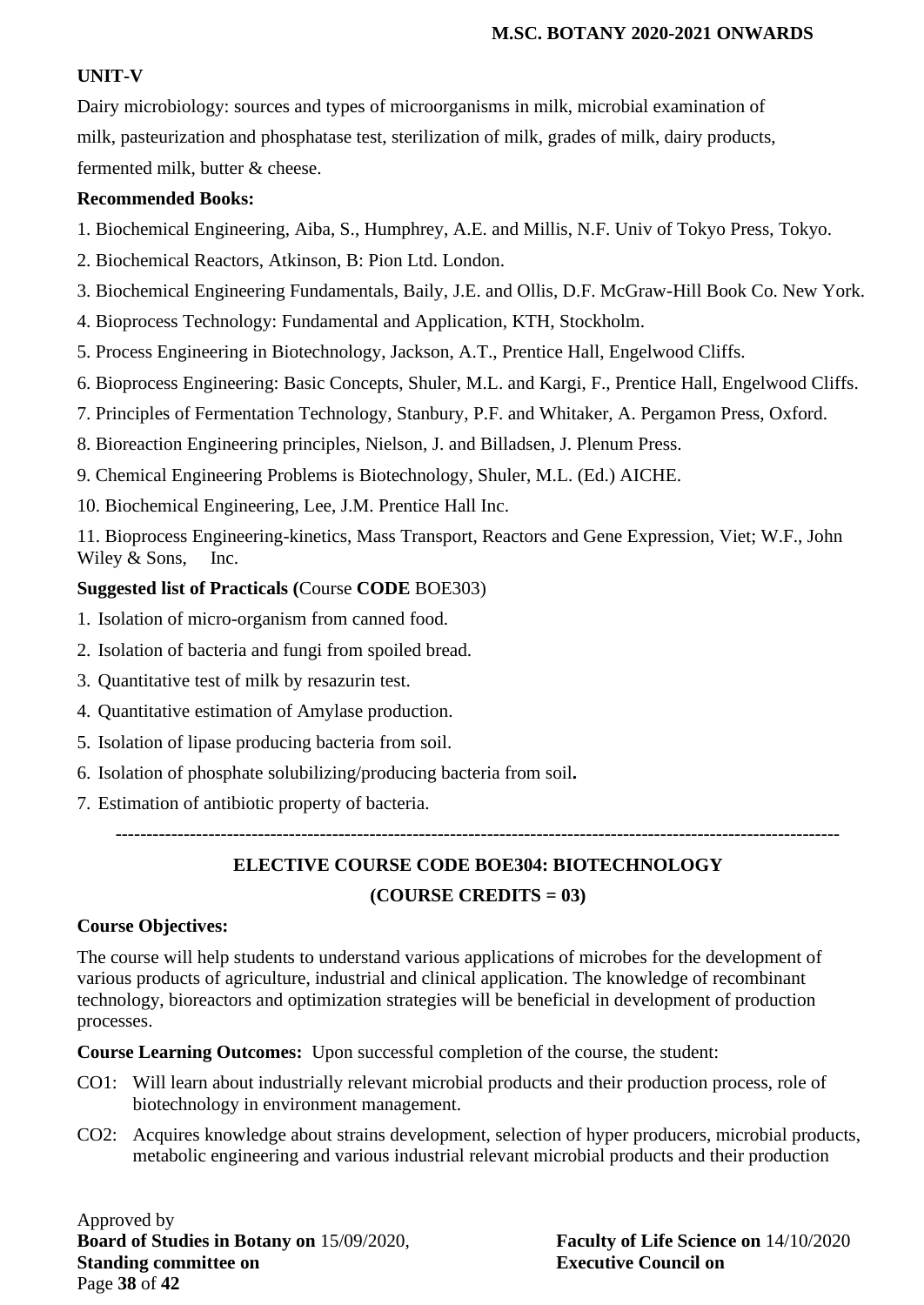**UNIT-V**

Dairy microbiology: sources and types of microorganisms in milk, microbial examination of milk, pasteurization and phosphatase test, sterilization of milk, grades of milk, dairy products, fermented milk, butter & cheese.

**Recommended Books:**

1. Biochemical Engineering, Aiba, S., Humphrey, A.E. and Millis, N.F. Univ of Tokyo Press, Tokyo.
2. Biochemical Reactors, Atkinson, B: Pion Ltd. London.
3. Biochemical Engineering Fundamentals, Baily, J.E. and Ollis, D.F. McGraw-Hill Book Co. New York.
4. Bioprocess Technology: Fundamental and Application, KTH, Stockholm.
5. Process Engineering in Biotechnology, Jackson, A.T., Prentice Hall, Engelwood Cliffs.
6. Bioprocess Engineering: Basic Concepts, Shuler, M.L. and Kargi, F., Prentice Hall, Engelwood Cliffs.
7. Principles of Fermentation Technology, Stanbury, P.F. and Whitaker, A. Pergamon Press, Oxford.
8. Bioreaction Engineering principles, Nielson, J. and Billadsen, J. Plenum Press.
9. Chemical Engineering Problems is Biotechnology, Shuler, M.L. (Ed.) AICHE.
10. Biochemical Engineering, Lee, J.M. Prentice Hall Inc.
11. Bioprocess Engineering-kinetics, Mass Transport, Reactors and Gene Expression, Viet; W.F., John Wiley & Sons, Inc.

**Suggested list of Practicals (**Course **CODE** BOE303)

1. Isolation of micro-organism from canned food.
2. Isolation of bacteria and fungi from spoiled bread.
3. Quantitative test of milk by resazurin test.
4. Quantitative estimation of Amylase production.
5. Isolation of lipase producing bacteria from soil.
6. Isolation of phosphate solubilizing/producing bacteria from soil**.**
7. Estimation of antibiotic property of bacteria.

---

## ELECTIVE COURSE CODE BOE304: BIOTECHNOLOGY

**(COURSE CREDITS = 03)**

**Course Objectives:**

The course will help students to understand various applications of microbes for the development of various products of agriculture, industrial and clinical application. The knowledge of recombinant technology, bioreactors and optimization strategies will be beneficial in development of production processes.

**Course Learning Outcomes:** Upon successful completion of the course, the student:

CO1: Will learn about industrially relevant microbial products and their production process, role of biotechnology in environment management.

CO2: Acquires knowledge about strains development, selection of hyper producers, microbial products, metabolic engineering and various industrial relevant microbial products and their production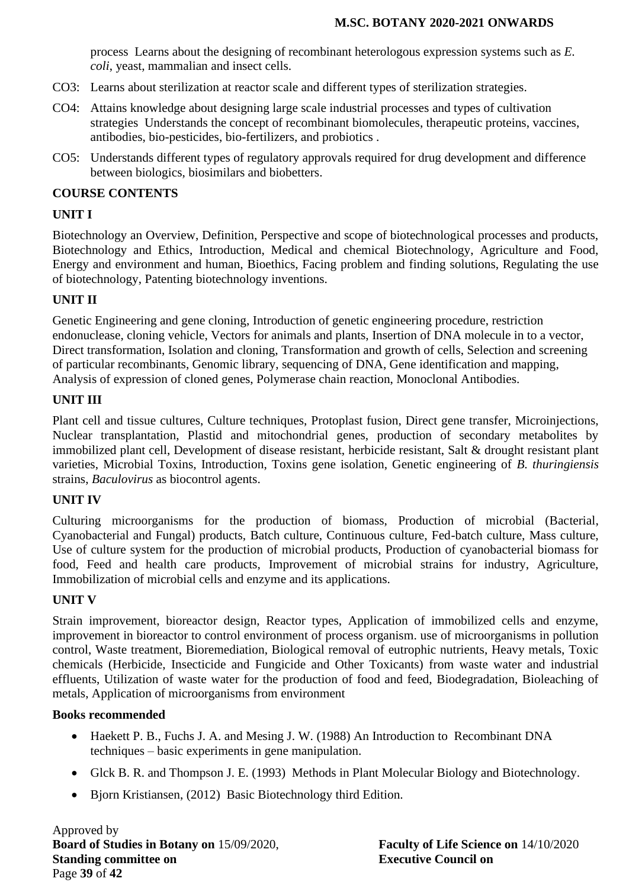process Learns about the designing of recombinant heterologous expression systems such as *E. coli*, yeast, mammalian and insect cells.

CO3: Learns about sterilization at reactor scale and different types of sterilization strategies.

CO4: Attains knowledge about designing large scale industrial processes and types of cultivation strategies Understands the concept of recombinant biomolecules, therapeutic proteins, vaccines, antibodies, bio-pesticides, bio-fertilizers, and probiotics .

CO5: Understands different types of regulatory approvals required for drug development and difference between biologics, biosimilars and biobetters.

**COURSE CONTENTS**

**UNIT I**

Biotechnology an Overview, Definition, Perspective and scope of biotechnological processes and products, Biotechnology and Ethics, Introduction, Medical and chemical Biotechnology, Agriculture and Food, Energy and environment and human, Bioethics, Facing problem and finding solutions, Regulating the use of biotechnology, Patenting biotechnology inventions.

**UNIT II**

Genetic Engineering and gene cloning, Introduction of genetic engineering procedure, restriction endonuclease, cloning vehicle, Vectors for animals and plants, Insertion of DNA molecule in to a vector, Direct transformation, Isolation and cloning, Transformation and growth of cells, Selection and screening of particular recombinants, Genomic library, sequencing of DNA, Gene identification and mapping, Analysis of expression of cloned genes, Polymerase chain reaction, Monoclonal Antibodies.

**UNIT III**

Plant cell and tissue cultures, Culture techniques, Protoplast fusion, Direct gene transfer, Microinjections, Nuclear transplantation, Plastid and mitochondrial genes, production of secondary metabolites by immobilized plant cell, Development of disease resistant, herbicide resistant, Salt & drought resistant plant varieties, Microbial Toxins, Introduction, Toxins gene isolation, Genetic engineering of *B. thuringiensis* strains, *Baculovirus* as biocontrol agents.

**UNIT IV**

Culturing microorganisms for the production of biomass, Production of microbial (Bacterial, Cyanobacterial and Fungal) products, Batch culture, Continuous culture, Fed-batch culture, Mass culture, Use of culture system for the production of microbial products, Production of cyanobacterial biomass for food, Feed and health care products, Improvement of microbial strains for industry, Agriculture, Immobilization of microbial cells and enzyme and its applications.

**UNIT V**

Strain improvement, bioreactor design, Reactor types, Application of immobilized cells and enzyme, improvement in bioreactor to control environment of process organism. use of microorganisms in pollution control, Waste treatment, Bioremediation, Biological removal of eutrophic nutrients, Heavy metals, Toxic chemicals (Herbicide, Insecticide and Fungicide and Other Toxicants) from waste water and industrial effluents, Utilization of waste water for the production of food and feed, Biodegradation, Bioleaching of metals, Application of microorganisms from environment

**Books recommended**

- Haekett P. B., Fuchs J. A. and Mesing J. W. (1988) An Introduction to Recombinant DNA techniques – basic experiments in gene manipulation.
- Glck B. R. and Thompson J. E. (1993) Methods in Plant Molecular Biology and Biotechnology.
- Bjorn Kristiansen, (2012) Basic Biotechnology third Edition.

Approved by
**Board of Studies in Botany on** 15/09/2020, **Faculty of Life Science on** 14/10/2020
**Standing committee on** **Executive Council on**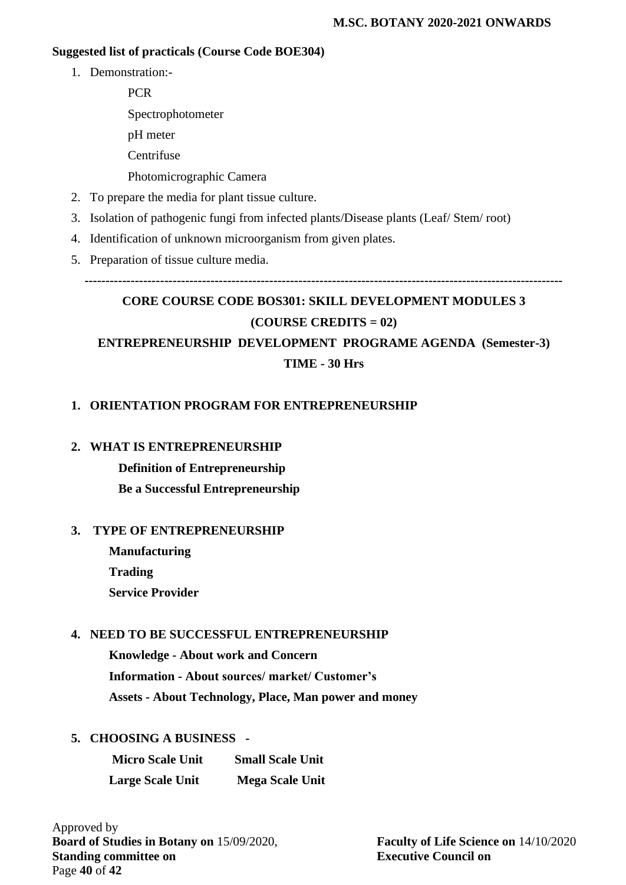**Suggested list of practicals (Course Code BOE304)**

1. Demonstration:-
   - PCR
   - Spectrophotometer
   - pH meter
   - Centrifuse
   - Photomicrographic Camera
2. To prepare the media for plant tissue culture.
3. Isolation of pathogenic fungi from infected plants/Disease plants (Leaf/ Stem/ root)
4. Identification of unknown microorganism from given plates.
5. Preparation of tissue culture media.

---

## CORE COURSE CODE BOS301: SKILL DEVELOPMENT MODULES 3

## (COURSE CREDITS = 02)

## ENTREPRENEURSHIP DEVELOPMENT PROGRAME AGENDA (Semester-3)

## TIME - 30 Hrs

1. **ORIENTATION PROGRAM FOR ENTREPRENEURSHIP**

2. **WHAT IS ENTREPRENEURSHIP**
   - **Definition of Entrepreneurship**
   - **Be a Successful Entrepreneurship**

3. **TYPE OF ENTREPRENEURSHIP**
   - **Manufacturing**
   - **Trading**
   - **Service Provider**

4. **NEED TO BE SUCCESSFUL ENTREPRENEURSHIP**
   - **Knowledge - About work and Concern**
   - **Information - About sources/ market/ Customer's**
   - **Assets - About Technology, Place, Man power and money**

5. **CHOOSING A BUSINESS -**
   - **Micro Scale Unit**
   - **Small Scale Unit**
   - **Large Scale Unit**
   - **Mega Scale Unit**

Approved by
**Board of Studies in Botany on** 15/09/2020, **Faculty of Life Science on** 14/10/2020
**Standing committee on** **Executive Council on**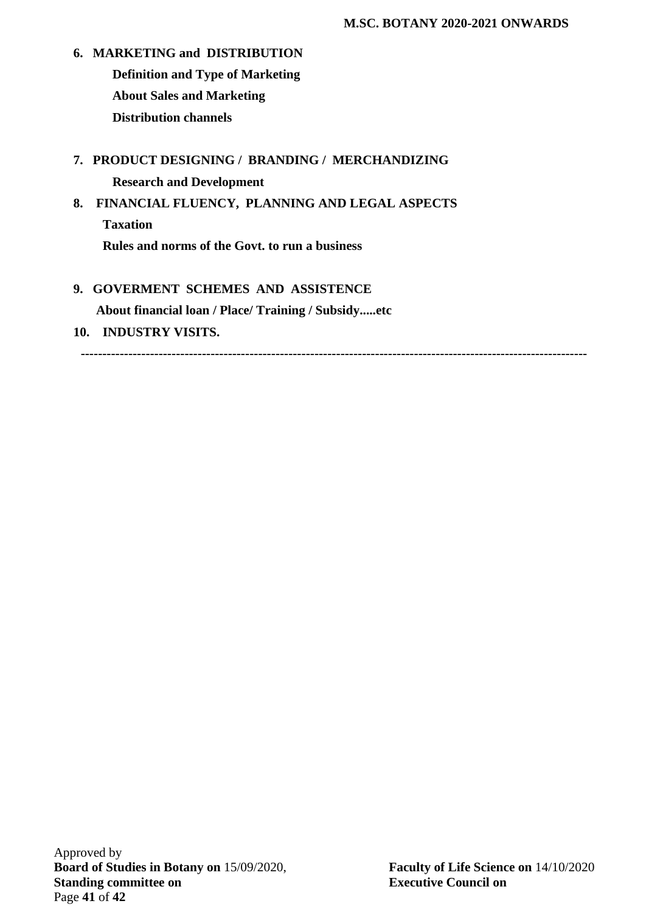**6. MARKETING and DISTRIBUTION**

**Definition and Type of Marketing**

**About Sales and Marketing**

**Distribution channels**

**7. PRODUCT DESIGNING / BRANDING / MERCHANDIZING**

**Research and Development**

**8. FINANCIAL FLUENCY, PLANNING AND LEGAL ASPECTS**

**Taxation**

**Rules and norms of the Govt. to run a business**

**9. GOVERMENT SCHEMES AND ASSISTENCE**

**About financial loan / Place/ Training / Subsidy.....etc**

**10. INDUSTRY VISITS.**

-----------------------------------------------------------------------------------------------------------------

Approved by
**Board of Studies in Botany on** 15/09/2020, **Faculty of Life Science on** 14/10/2020
**Standing committee on** **Executive Council on**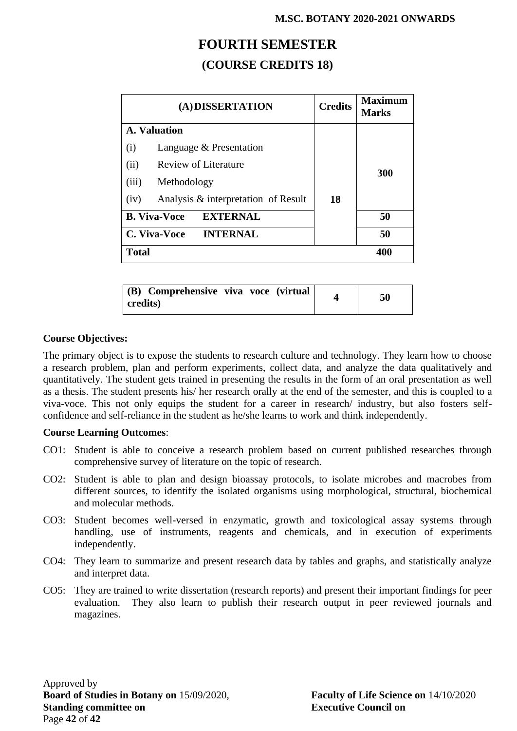# FOURTH SEMESTER

## (COURSE CREDITS 18)

| (A) DISSERTATION | Credits | Maximum Marks |
|---|---|---|
| **A. Valuation**<br>(i) Language & Presentation<br>(ii) Review of Literature<br>(iii) Methodology<br>(iv) Analysis & interpretation of Result | **18** | **300** |
| **B. Viva-Voce EXTERNAL** | | **50** |
| **C. Viva-Voce INTERNAL** | | **50** |
| **Total** | | **400** |

| | | |
|---|---|---|
| **(B) Comprehensive viva voce (virtual credits)** | **4** | **50** |

**Course Objectives:**

The primary object is to expose the students to research culture and technology. They learn how to choose a research problem, plan and perform experiments, collect data, and analyze the data qualitatively and quantitatively. The student gets trained in presenting the results in the form of an oral presentation as well as a thesis. The student presents his/ her research orally at the end of the semester, and this is coupled to a viva-voce. This not only equips the student for a career in research/ industry, but also fosters self-confidence and self-reliance in the student as he/she learns to work and think independently.

**Course Learning Outcomes**:

- CO1: Student is able to conceive a research problem based on current published researches through comprehensive survey of literature on the topic of research.
- CO2: Student is able to plan and design bioassay protocols, to isolate microbes and macrobes from different sources, to identify the isolated organisms using morphological, structural, biochemical and molecular methods.
- CO3: Student becomes well-versed in enzymatic, growth and toxicological assay systems through handling, use of instruments, reagents and chemicals, and in execution of experiments independently.
- CO4: They learn to summarize and present research data by tables and graphs, and statistically analyze and interpret data.
- CO5: They are trained to write dissertation (research reports) and present their important findings for peer evaluation. They also learn to publish their research output in peer reviewed journals and magazines.

Approved by
**Board of Studies in Botany on** 15/09/2020, **Faculty of Life Science on** 14/10/2020
**Standing committee on** **Executive Council on**